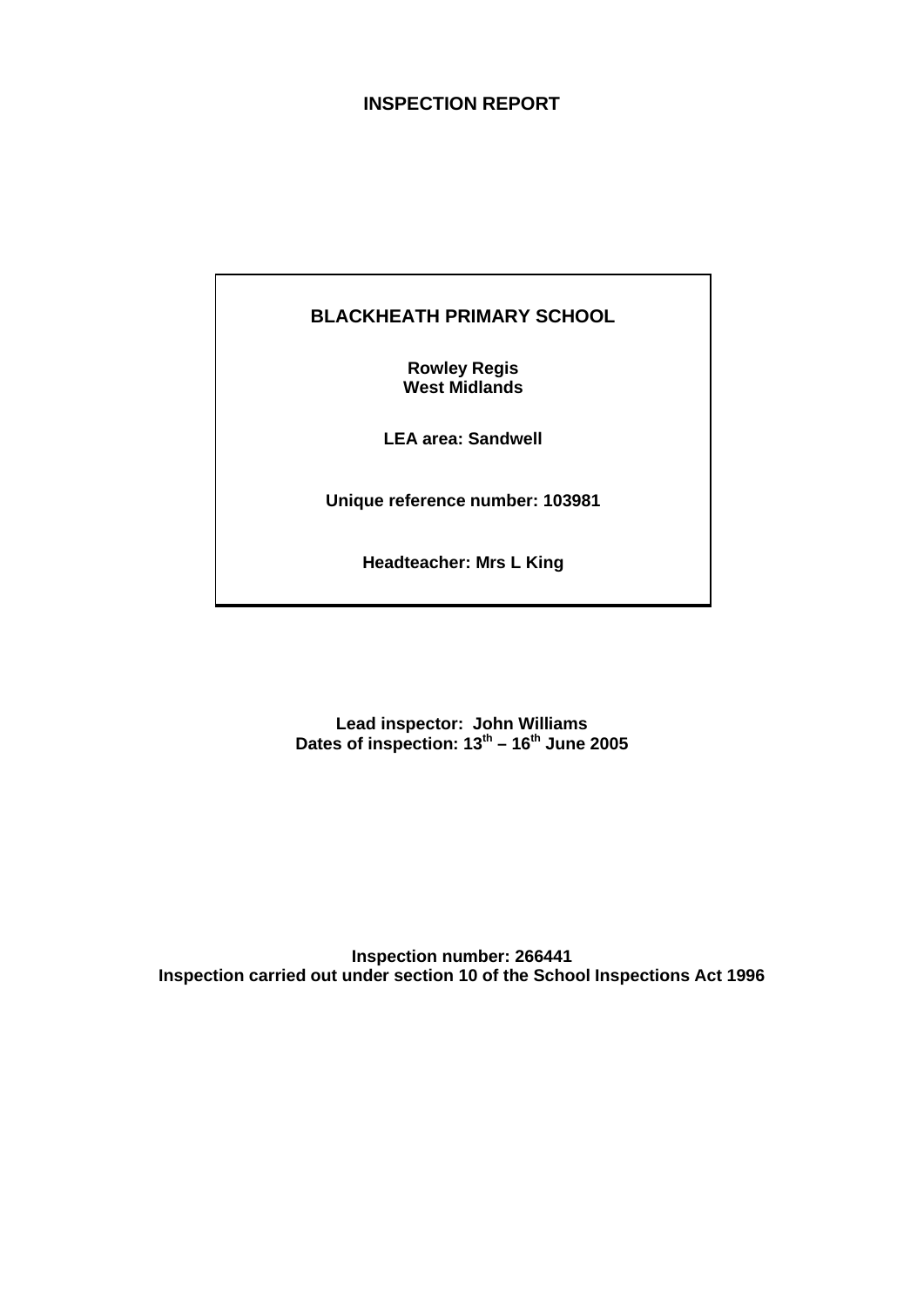# INSPECTION REPORT

## BLACKHEATH PRIMARY SCHOOL

**Rowley Regis**
**West Midlands**

**LEA area: Sandwell**

**Unique reference number: 103981**

**Headteacher: Mrs L King**

**Lead inspector: John Williams**
**Dates of inspection: 13th – 16th June 2005**

**Inspection number: 266441**
**Inspection carried out under section 10 of the School Inspections Act 1996**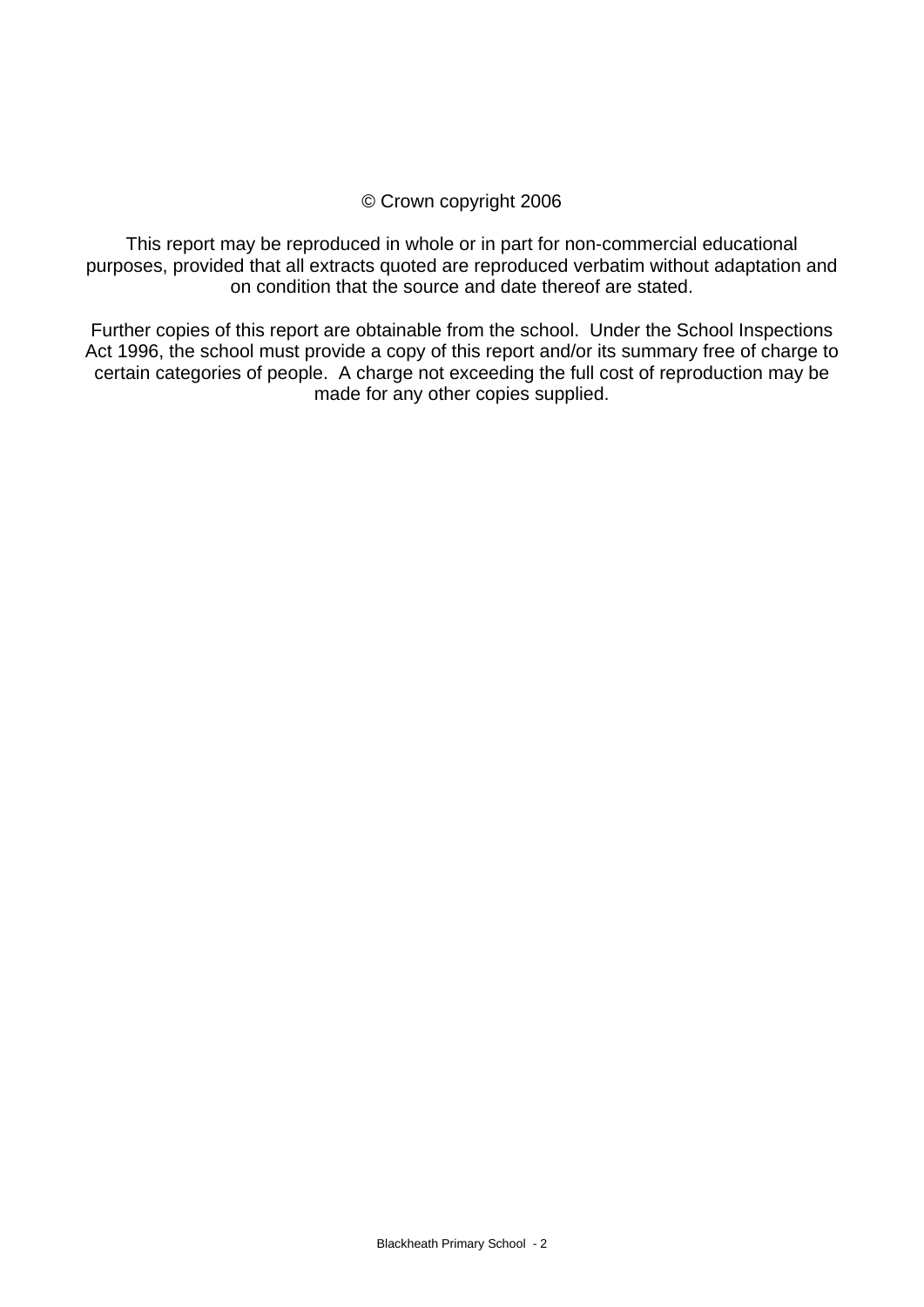© Crown copyright 2006

This report may be reproduced in whole or in part for non-commercial educational purposes, provided that all extracts quoted are reproduced verbatim without adaptation and on condition that the source and date thereof are stated.

Further copies of this report are obtainable from the school. Under the School Inspections Act 1996, the school must provide a copy of this report and/or its summary free of charge to certain categories of people. A charge not exceeding the full cost of reproduction may be made for any other copies supplied.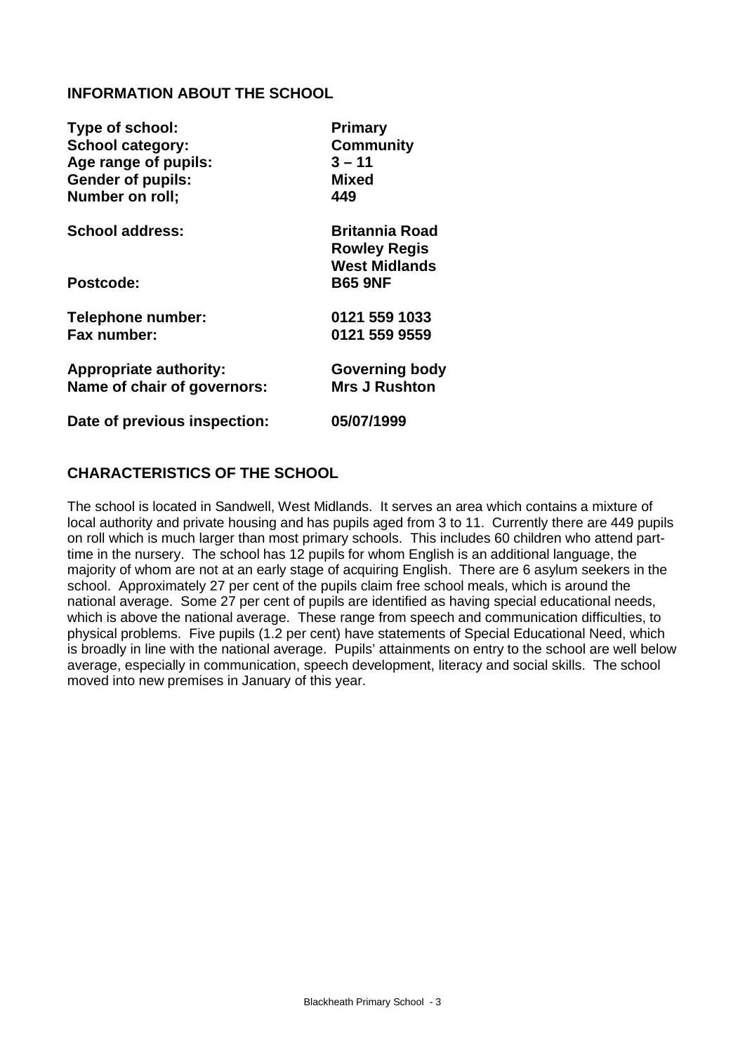## INFORMATION ABOUT THE SCHOOL

| | |
|---|---|
| **Type of school:** | **Primary** |
| **School category:** | **Community** |
| **Age range of pupils:** | **3 – 11** |
| **Gender of pupils:** | **Mixed** |
| **Number on roll;** | **449** |
| **School address:** | **Britannia Road Rowley Regis West Midlands** |
| **Postcode:** | **B65 9NF** |
| **Telephone number:** | **0121 559 1033** |
| **Fax number:** | **0121 559 9559** |
| **Appropriate authority:** | **Governing body** |
| **Name of chair of governors:** | **Mrs J Rushton** |
| **Date of previous inspection:** | **05/07/1999** |

## CHARACTERISTICS OF THE SCHOOL

The school is located in Sandwell, West Midlands. It serves an area which contains a mixture of local authority and private housing and has pupils aged from 3 to 11. Currently there are 449 pupils on roll which is much larger than most primary schools. This includes 60 children who attend part-time in the nursery. The school has 12 pupils for whom English is an additional language, the majority of whom are not at an early stage of acquiring English. There are 6 asylum seekers in the school. Approximately 27 per cent of the pupils claim free school meals, which is around the national average. Some 27 per cent of pupils are identified as having special educational needs, which is above the national average. These range from speech and communication difficulties, to physical problems. Five pupils (1.2 per cent) have statements of Special Educational Need, which is broadly in line with the national average. Pupils' attainments on entry to the school are well below average, especially in communication, speech development, literacy and social skills. The school moved into new premises in January of this year.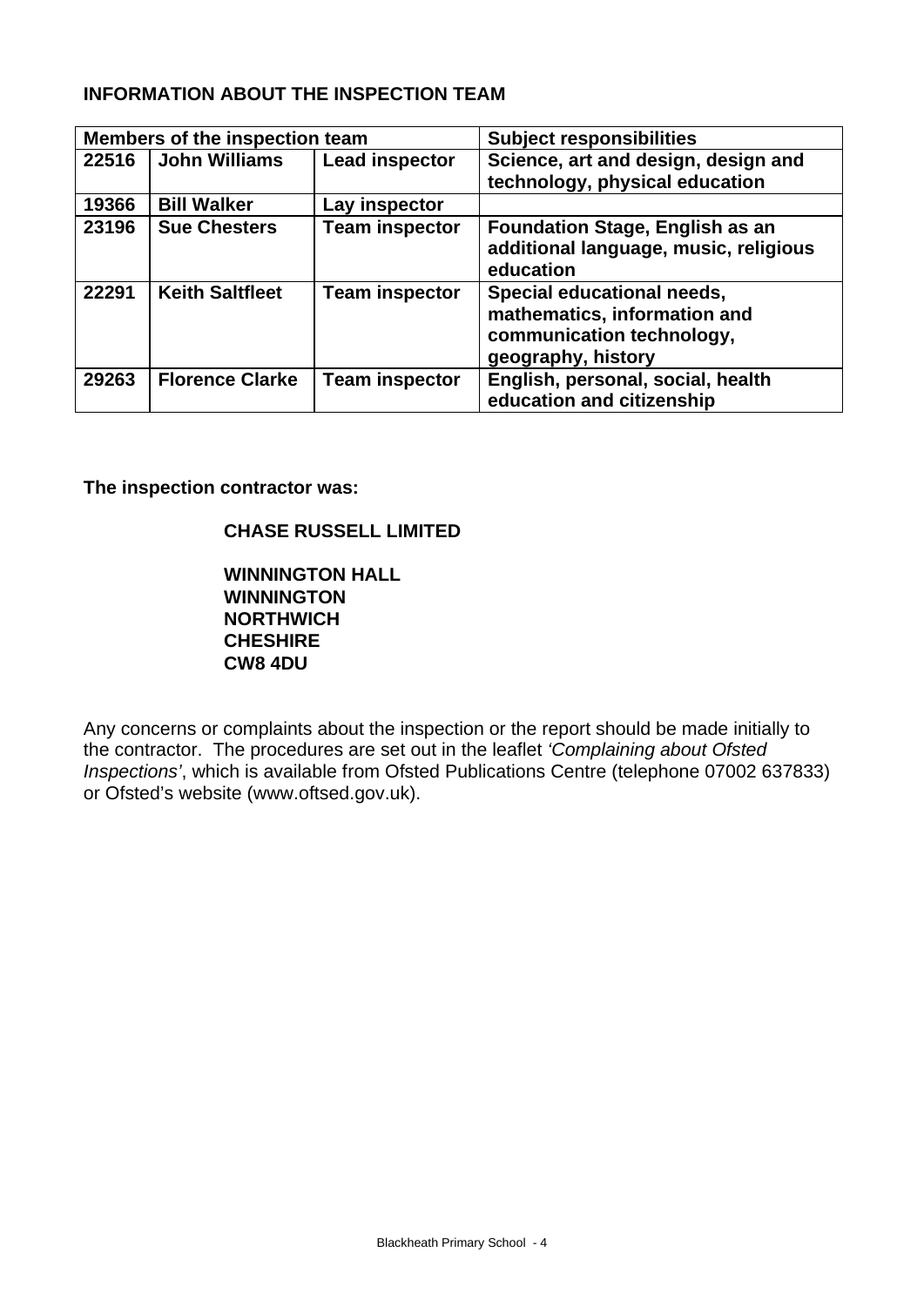## INFORMATION ABOUT THE INSPECTION TEAM

| Members of the inspection team | | | Subject responsibilities |
|---|---|---|---|
| 22516 | John Williams | Lead inspector | Science, art and design, design and technology, physical education |
| 19366 | Bill Walker | Lay inspector | |
| 23196 | Sue Chesters | Team inspector | Foundation Stage, English as an additional language, music, religious education |
| 22291 | Keith Saltfleet | Team inspector | Special educational needs, mathematics, information and communication technology, geography, history |
| 29263 | Florence Clarke | Team inspector | English, personal, social, health education and citizenship |

**The inspection contractor was:**

**CHASE RUSSELL LIMITED**

**WINNINGTON HALL**
**WINNINGTON**
**NORTHWICH**
**CHESHIRE**
**CW8 4DU**

Any concerns or complaints about the inspection or the report should be made initially to the contractor. The procedures are set out in the leaflet *'Complaining about Ofsted Inspections'*, which is available from Ofsted Publications Centre (telephone 07002 637833) or Ofsted's website (www.oftsed.gov.uk).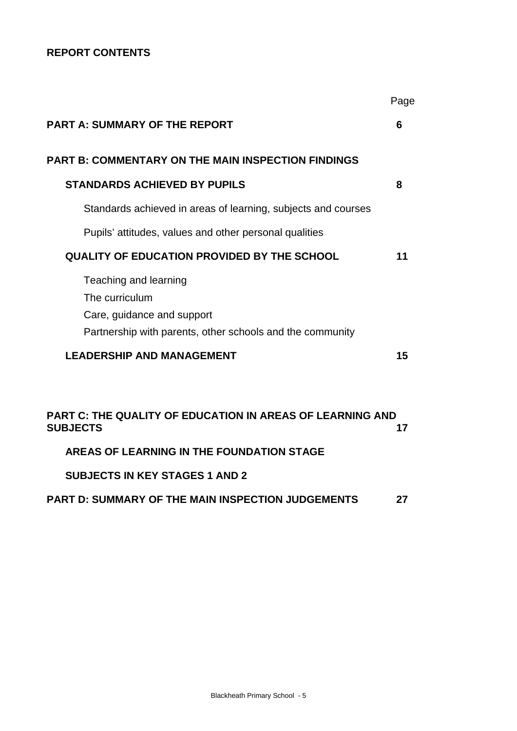## REPORT CONTENTS

| | Page |
|---|---|
| **PART A: SUMMARY OF THE REPORT** | **6** |
| **PART B: COMMENTARY ON THE MAIN INSPECTION FINDINGS** | |
| **STANDARDS ACHIEVED BY PUPILS** | **8** |
| Standards achieved in areas of learning, subjects and courses | |
| Pupils' attitudes, values and other personal qualities | |
| **QUALITY OF EDUCATION PROVIDED BY THE SCHOOL** | **11** |
| Teaching and learning | |
| The curriculum | |
| Care, guidance and support | |
| Partnership with parents, other schools and the community | |
| **LEADERSHIP AND MANAGEMENT** | **15** |
| **PART C: THE QUALITY OF EDUCATION IN AREAS OF LEARNING AND SUBJECTS** | **17** |
| **AREAS OF LEARNING IN THE FOUNDATION STAGE** | |
| **SUBJECTS IN KEY STAGES 1 AND 2** | |
| **PART D: SUMMARY OF THE MAIN INSPECTION JUDGEMENTS** | **27** |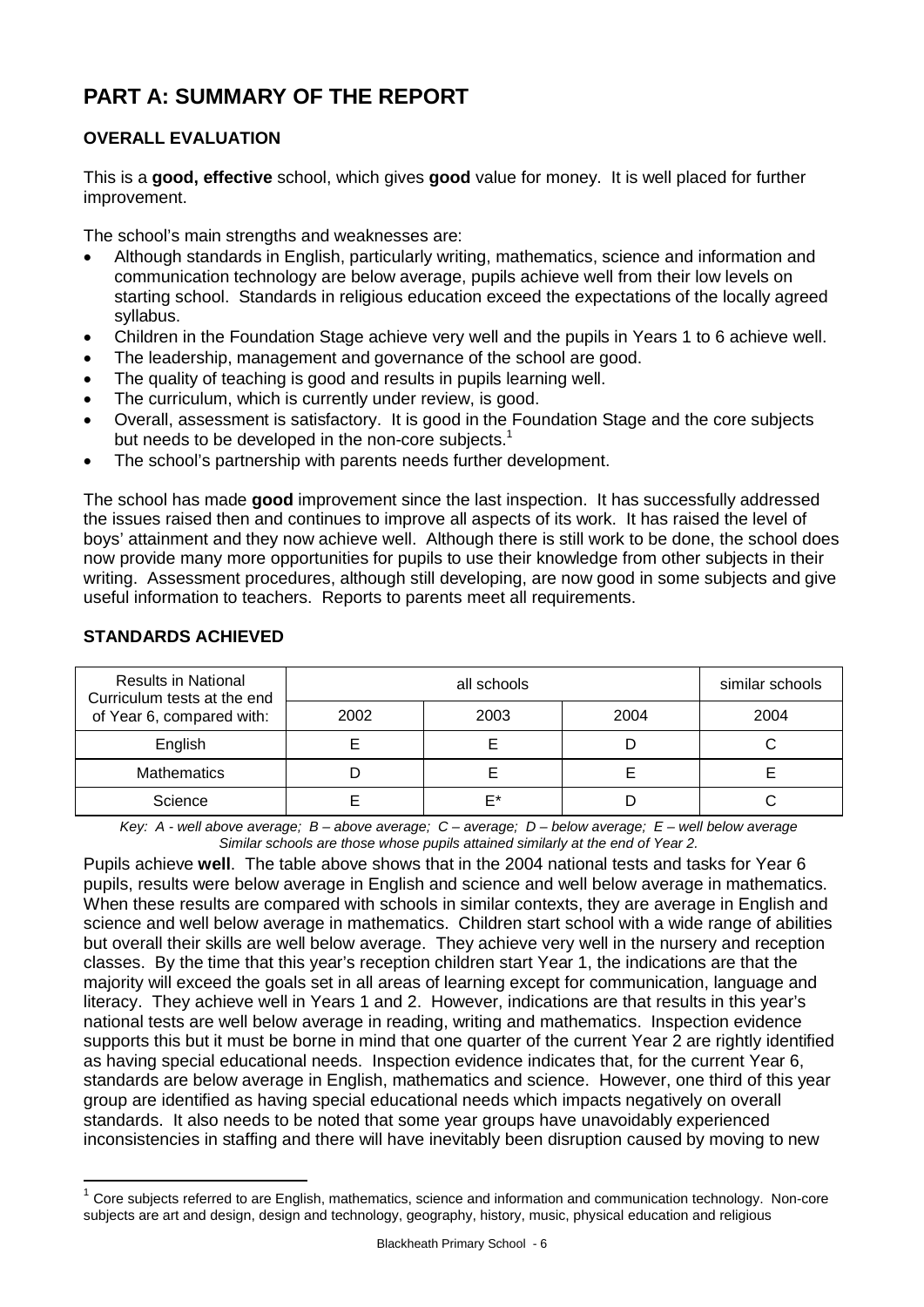# PART A: SUMMARY OF THE REPORT

## OVERALL EVALUATION

This is a **good, effective** school, which gives **good** value for money. It is well placed for further improvement.

The school's main strengths and weaknesses are:

- Although standards in English, particularly writing, mathematics, science and information and communication technology are below average, pupils achieve well from their low levels on starting school. Standards in religious education exceed the expectations of the locally agreed syllabus.
- Children in the Foundation Stage achieve very well and the pupils in Years 1 to 6 achieve well.
- The leadership, management and governance of the school are good.
- The quality of teaching is good and results in pupils learning well.
- The curriculum, which is currently under review, is good.
- Overall, assessment is satisfactory. It is good in the Foundation Stage and the core subjects but needs to be developed in the non-core subjects.[1]
- The school's partnership with parents needs further development.

The school has made **good** improvement since the last inspection. It has successfully addressed the issues raised then and continues to improve all aspects of its work. It has raised the level of boys' attainment and they now achieve well. Although there is still work to be done, the school does now provide many more opportunities for pupils to use their knowledge from other subjects in their writing. Assessment procedures, although still developing, are now good in some subjects and give useful information to teachers. Reports to parents meet all requirements.

## STANDARDS ACHIEVED

| Results in National Curriculum tests at the end of Year 6, compared with: | all schools | | | similar schools |
|---|---|---|---|---|
| | 2002 | 2003 | 2004 | 2004 |
| English | E | E | D | C |
| Mathematics | D | E | E | E |
| Science | E | E* | D | C |

*Key: A - well above average; B – above average; C – average; D – below average; E – well below average*
*Similar schools are those whose pupils attained similarly at the end of Year 2.*

Pupils achieve **well**. The table above shows that in the 2004 national tests and tasks for Year 6 pupils, results were below average in English and science and well below average in mathematics. When these results are compared with schools in similar contexts, they are average in English and science and well below average in mathematics. Children start school with a wide range of abilities but overall their skills are well below average. They achieve very well in the nursery and reception classes. By the time that this year's reception children start Year 1, the indications are that the majority will exceed the goals set in all areas of learning except for communication, language and literacy. They achieve well in Years 1 and 2. However, indications are that results in this year's national tests are well below average in reading, writing and mathematics. Inspection evidence supports this but it must be borne in mind that one quarter of the current Year 2 are rightly identified as having special educational needs. Inspection evidence indicates that, for the current Year 6, standards are below average in English, mathematics and science. However, one third of this year group are identified as having special educational needs which impacts negatively on overall standards. It also needs to be noted that some year groups have unavoidably experienced inconsistencies in staffing and there will have inevitably been disruption caused by moving to new

[1] Core subjects referred to are English, mathematics, science and information and communication technology. Non-core subjects are art and design, design and technology, geography, history, music, physical education and religious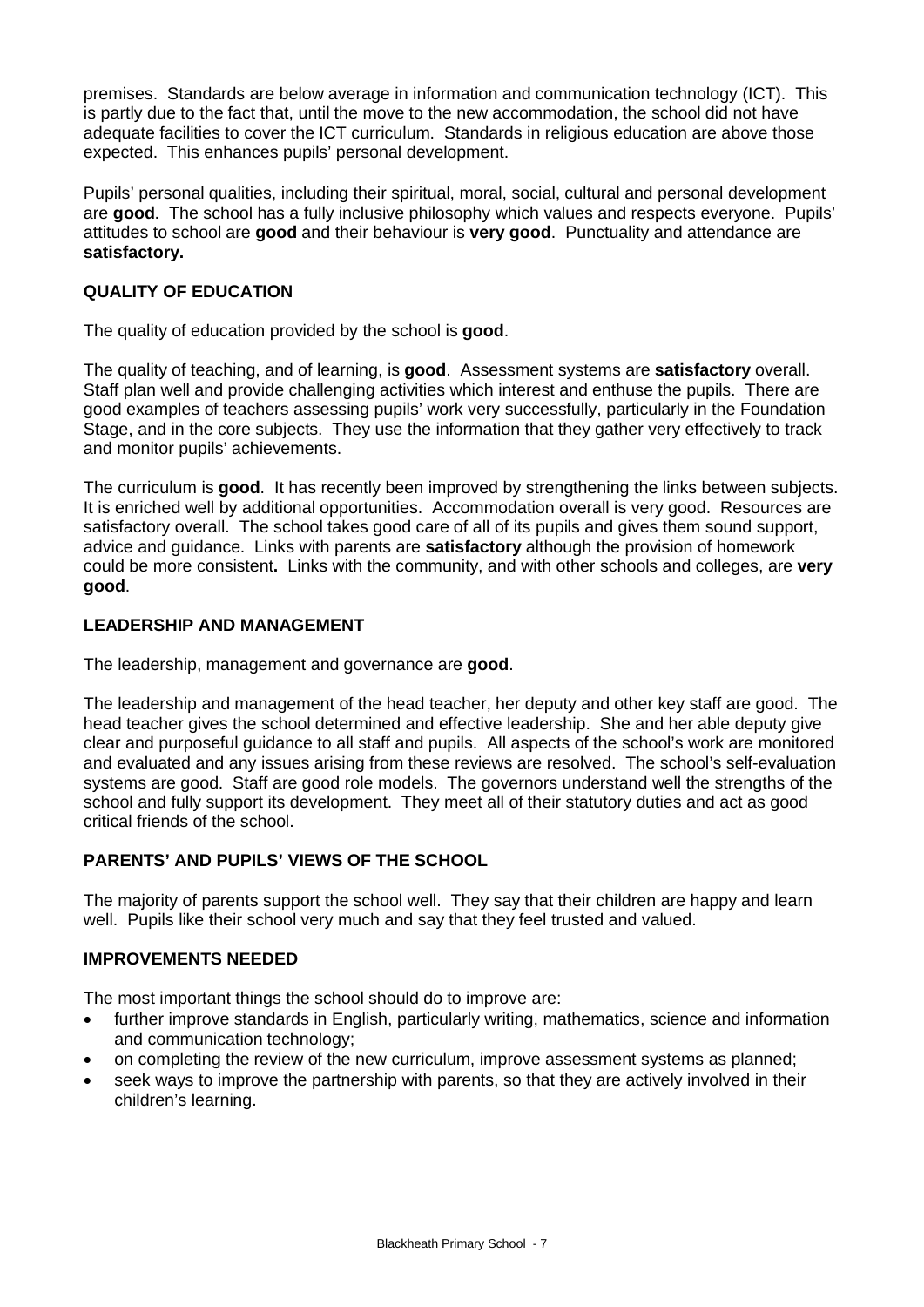premises. Standards are below average in information and communication technology (ICT). This is partly due to the fact that, until the move to the new accommodation, the school did not have adequate facilities to cover the ICT curriculum. Standards in religious education are above those expected. This enhances pupils' personal development.

Pupils' personal qualities, including their spiritual, moral, social, cultural and personal development are **good**. The school has a fully inclusive philosophy which values and respects everyone. Pupils' attitudes to school are **good** and their behaviour is **very good**. Punctuality and attendance are **satisfactory.**

### QUALITY OF EDUCATION

The quality of education provided by the school is **good**.

The quality of teaching, and of learning, is **good**. Assessment systems are **satisfactory** overall. Staff plan well and provide challenging activities which interest and enthuse the pupils. There are good examples of teachers assessing pupils' work very successfully, particularly in the Foundation Stage, and in the core subjects. They use the information that they gather very effectively to track and monitor pupils' achievements.

The curriculum is **good**. It has recently been improved by strengthening the links between subjects. It is enriched well by additional opportunities. Accommodation overall is very good. Resources are satisfactory overall. The school takes good care of all of its pupils and gives them sound support, advice and guidance. Links with parents are **satisfactory** although the provision of homework could be more consistent**.** Links with the community, and with other schools and colleges, are **very good**.

### LEADERSHIP AND MANAGEMENT

The leadership, management and governance are **good**.

The leadership and management of the head teacher, her deputy and other key staff are good. The head teacher gives the school determined and effective leadership. She and her able deputy give clear and purposeful guidance to all staff and pupils. All aspects of the school's work are monitored and evaluated and any issues arising from these reviews are resolved. The school's self-evaluation systems are good. Staff are good role models. The governors understand well the strengths of the school and fully support its development. They meet all of their statutory duties and act as good critical friends of the school.

### PARENTS' AND PUPILS' VIEWS OF THE SCHOOL

The majority of parents support the school well. They say that their children are happy and learn well. Pupils like their school very much and say that they feel trusted and valued.

### IMPROVEMENTS NEEDED

The most important things the school should do to improve are:

- further improve standards in English, particularly writing, mathematics, science and information and communication technology;
- on completing the review of the new curriculum, improve assessment systems as planned;
- seek ways to improve the partnership with parents, so that they are actively involved in their children's learning.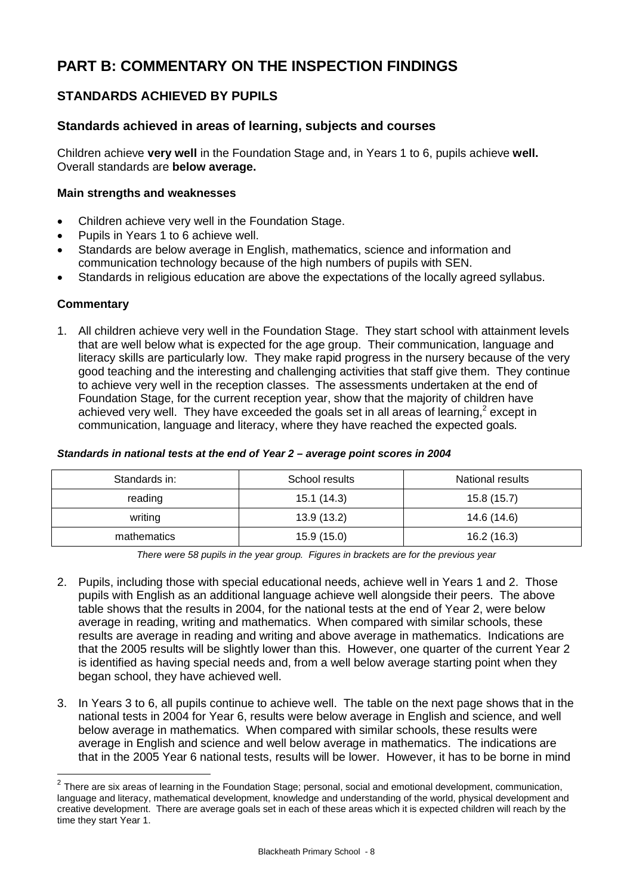# PART B: COMMENTARY ON THE INSPECTION FINDINGS

## STANDARDS ACHIEVED BY PUPILS

### Standards achieved in areas of learning, subjects and courses

Children achieve **very well** in the Foundation Stage and, in Years 1 to 6, pupils achieve **well.** Overall standards are **below average.**

**Main strengths and weaknesses**

- Children achieve very well in the Foundation Stage.
- Pupils in Years 1 to 6 achieve well.
- Standards are below average in English, mathematics, science and information and communication technology because of the high numbers of pupils with SEN.
- Standards in religious education are above the expectations of the locally agreed syllabus.

**Commentary**

1. All children achieve very well in the Foundation Stage. They start school with attainment levels that are well below what is expected for the age group. Their communication, language and literacy skills are particularly low. They make rapid progress in the nursery because of the very good teaching and the interesting and challenging activities that staff give them. They continue to achieve very well in the reception classes. The assessments undertaken at the end of Foundation Stage, for the current reception year, show that the majority of children have achieved very well. They have exceeded the goals set in all areas of learning,[2] except in communication, language and literacy, where they have reached the expected goals.

***Standards in national tests at the end of Year 2 – average point scores in 2004***

| Standards in: | School results | National results |
| --- | --- | --- |
| reading | 15.1 (14.3) | 15.8 (15.7) |
| writing | 13.9 (13.2) | 14.6 (14.6) |
| mathematics | 15.9 (15.0) | 16.2 (16.3) |

*There were 58 pupils in the year group. Figures in brackets are for the previous year*

2. Pupils, including those with special educational needs, achieve well in Years 1 and 2. Those pupils with English as an additional language achieve well alongside their peers. The above table shows that the results in 2004, for the national tests at the end of Year 2, were below average in reading, writing and mathematics. When compared with similar schools, these results are average in reading and writing and above average in mathematics. Indications are that the 2005 results will be slightly lower than this. However, one quarter of the current Year 2 is identified as having special needs and, from a well below average starting point when they began school, they have achieved well.

3. In Years 3 to 6, all pupils continue to achieve well. The table on the next page shows that in the national tests in 2004 for Year 6, results were below average in English and science, and well below average in mathematics. When compared with similar schools, these results were average in English and science and well below average in mathematics. The indications are that in the 2005 Year 6 national tests, results will be lower. However, it has to be borne in mind

[2] There are six areas of learning in the Foundation Stage; personal, social and emotional development, communication, language and literacy, mathematical development, knowledge and understanding of the world, physical development and creative development. There are average goals set in each of these areas which it is expected children will reach by the time they start Year 1.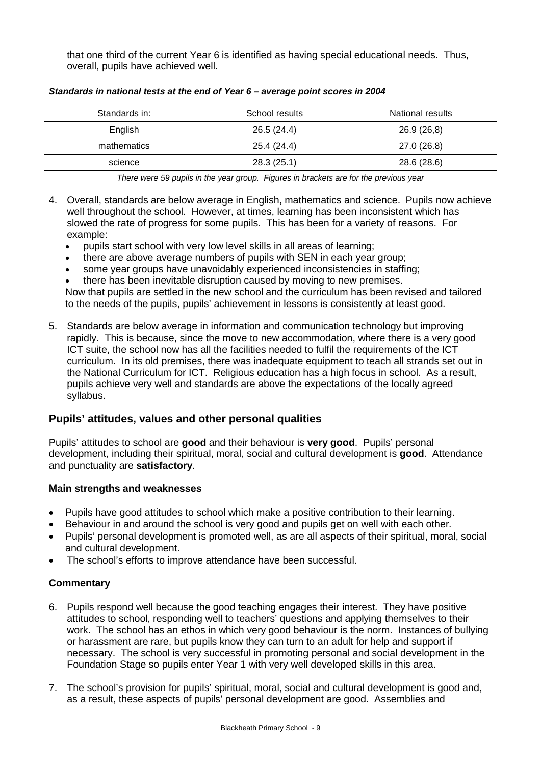that one third of the current Year 6 is identified as having special educational needs. Thus, overall, pupils have achieved well.

***Standards in national tests at the end of Year 6 – average point scores in 2004***

| Standards in: | School results | National results |
|---|---|---|
| English | 26.5 (24.4) | 26.9 (26,8) |
| mathematics | 25.4 (24.4) | 27.0 (26.8) |
| science | 28.3 (25.1) | 28.6 (28.6) |

*There were 59 pupils in the year group. Figures in brackets are for the previous year*

4. Overall, standards are below average in English, mathematics and science. Pupils now achieve well throughout the school. However, at times, learning has been inconsistent which has slowed the rate of progress for some pupils. This has been for a variety of reasons. For example:
   - pupils start school with very low level skills in all areas of learning;
   - there are above average numbers of pupils with SEN in each year group;
   - some year groups have unavoidably experienced inconsistencies in staffing;
   - there has been inevitable disruption caused by moving to new premises.

   Now that pupils are settled in the new school and the curriculum has been revised and tailored to the needs of the pupils, pupils' achievement in lessons is consistently at least good.

5. Standards are below average in information and communication technology but improving rapidly. This is because, since the move to new accommodation, where there is a very good ICT suite, the school now has all the facilities needed to fulfil the requirements of the ICT curriculum. In its old premises, there was inadequate equipment to teach all strands set out in the National Curriculum for ICT. Religious education has a high focus in school. As a result, pupils achieve very well and standards are above the expectations of the locally agreed syllabus.

## Pupils' attitudes, values and other personal qualities

Pupils' attitudes to school are **good** and their behaviour is **very good**. Pupils' personal development, including their spiritual, moral, social and cultural development is **good**. Attendance and punctuality are **satisfactory**.

### Main strengths and weaknesses

- Pupils have good attitudes to school which make a positive contribution to their learning.
- Behaviour in and around the school is very good and pupils get on well with each other.
- Pupils' personal development is promoted well, as are all aspects of their spiritual, moral, social and cultural development.
- The school's efforts to improve attendance have been successful.

### Commentary

6. Pupils respond well because the good teaching engages their interest. They have positive attitudes to school, responding well to teachers' questions and applying themselves to their work. The school has an ethos in which very good behaviour is the norm. Instances of bullying or harassment are rare, but pupils know they can turn to an adult for help and support if necessary. The school is very successful in promoting personal and social development in the Foundation Stage so pupils enter Year 1 with very well developed skills in this area.

7. The school's provision for pupils' spiritual, moral, social and cultural development is good and, as a result, these aspects of pupils' personal development are good. Assemblies and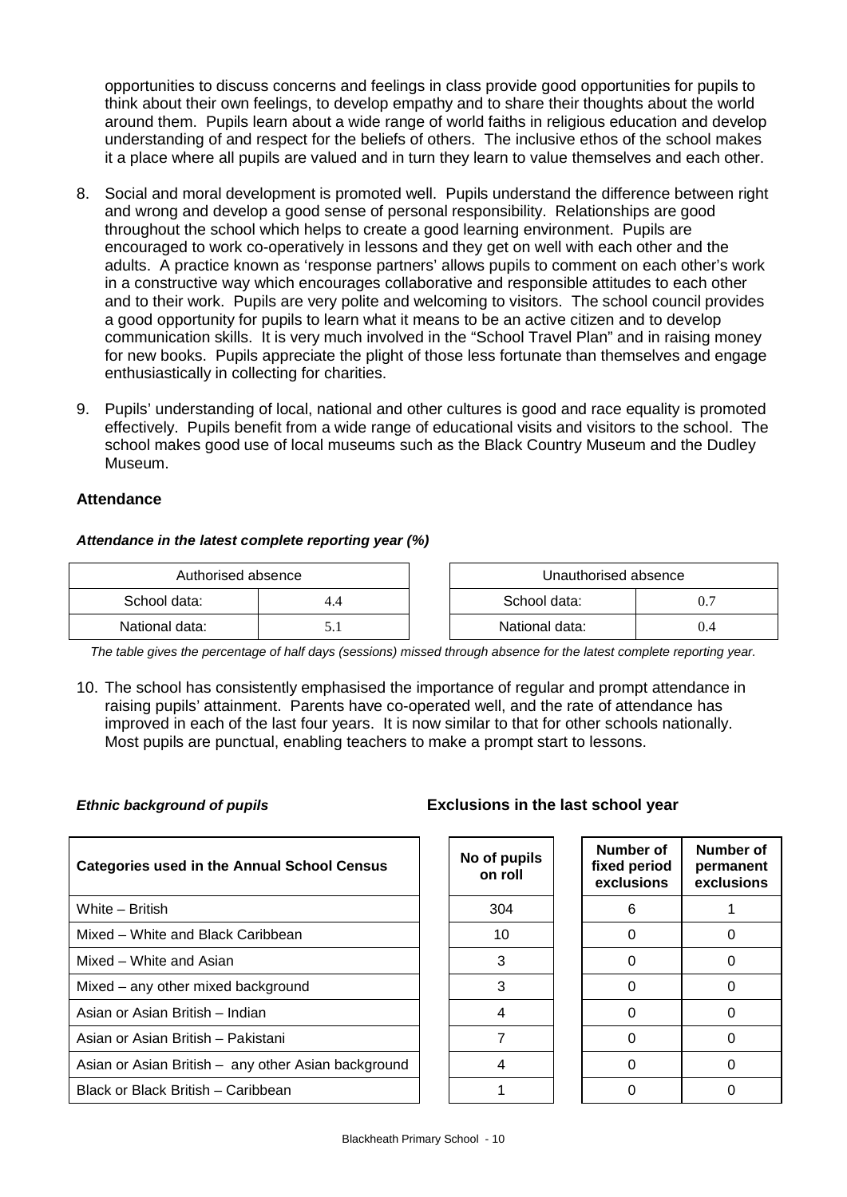opportunities to discuss concerns and feelings in class provide good opportunities for pupils to think about their own feelings, to develop empathy and to share their thoughts about the world around them. Pupils learn about a wide range of world faiths in religious education and develop understanding of and respect for the beliefs of others. The inclusive ethos of the school makes it a place where all pupils are valued and in turn they learn to value themselves and each other.

8. Social and moral development is promoted well. Pupils understand the difference between right and wrong and develop a good sense of personal responsibility. Relationships are good throughout the school which helps to create a good learning environment. Pupils are encouraged to work co-operatively in lessons and they get on well with each other and the adults. A practice known as 'response partners' allows pupils to comment on each other's work in a constructive way which encourages collaborative and responsible attitudes to each other and to their work. Pupils are very polite and welcoming to visitors. The school council provides a good opportunity for pupils to learn what it means to be an active citizen and to develop communication skills. It is very much involved in the "School Travel Plan" and in raising money for new books. Pupils appreciate the plight of those less fortunate than themselves and engage enthusiastically in collecting for charities.

9. Pupils' understanding of local, national and other cultures is good and race equality is promoted effectively. Pupils benefit from a wide range of educational visits and visitors to the school. The school makes good use of local museums such as the Black Country Museum and the Dudley Museum.

### Attendance

***Attendance in the latest complete reporting year (%)***

| Authorised absence | |
|---|---|
| School data: | 4.4 |
| National data: | 5.1 |

| Unauthorised absence | |
|---|---|
| School data: | 0.7 |
| National data: | 0.4 |

*The table gives the percentage of half days (sessions) missed through absence for the latest complete reporting year.*

10. The school has consistently emphasised the importance of regular and prompt attendance in raising pupils' attainment. Parents have co-operated well, and the rate of attendance has improved in each of the last four years. It is now similar to that for other schools nationally. Most pupils are punctual, enabling teachers to make a prompt start to lessons.

***Ethnic background of pupils*** | **Exclusions in the last school year**

| Categories used in the Annual School Census | No of pupils on roll | Number of fixed period exclusions | Number of permanent exclusions |
|---|---|---|---|
| White – British | 304 | 6 | 1 |
| Mixed – White and Black Caribbean | 10 | 0 | 0 |
| Mixed – White and Asian | 3 | 0 | 0 |
| Mixed – any other mixed background | 3 | 0 | 0 |
| Asian or Asian British – Indian | 4 | 0 | 0 |
| Asian or Asian British – Pakistani | 7 | 0 | 0 |
| Asian or Asian British – any other Asian background | 4 | 0 | 0 |
| Black or Black British – Caribbean | 1 | 0 | 0 |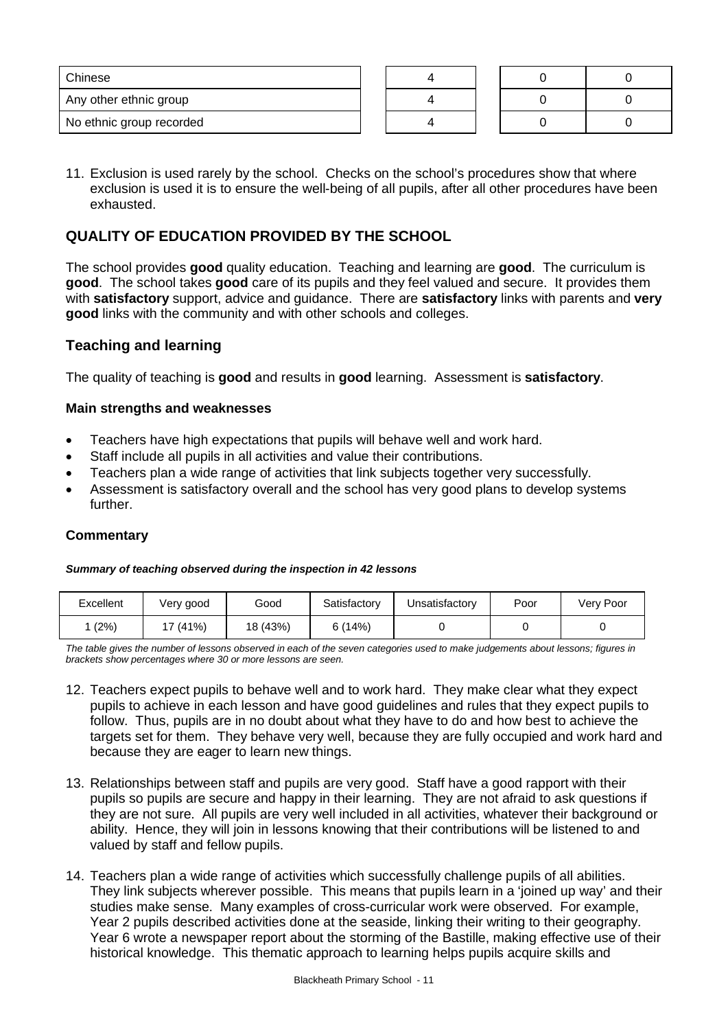| Chinese | 4 | 0 | 0 |
|---|---|---|---|
| Any other ethnic group | 4 | 0 | 0 |
| No ethnic group recorded | 4 | 0 | 0 |

11. Exclusion is used rarely by the school. Checks on the school's procedures show that where exclusion is used it is to ensure the well-being of all pupils, after all other procedures have been exhausted.

## QUALITY OF EDUCATION PROVIDED BY THE SCHOOL

The school provides **good** quality education. Teaching and learning are **good**. The curriculum is **good**. The school takes **good** care of its pupils and they feel valued and secure. It provides them with **satisfactory** support, advice and guidance. There are **satisfactory** links with parents and **very good** links with the community and with other schools and colleges.

### Teaching and learning

The quality of teaching is **good** and results in **good** learning. Assessment is **satisfactory**.

#### Main strengths and weaknesses

- Teachers have high expectations that pupils will behave well and work hard.
- Staff include all pupils in all activities and value their contributions.
- Teachers plan a wide range of activities that link subjects together very successfully.
- Assessment is satisfactory overall and the school has very good plans to develop systems further.

#### Commentary

***Summary of teaching observed during the inspection in 42 lessons***

| Excellent | Very good | Good | Satisfactory | Unsatisfactory | Poor | Very Poor |
|---|---|---|---|---|---|---|
| 1 (2%) | 17 (41%) | 18 (43%) | 6 (14%) | 0 | 0 | 0 |

*The table gives the number of lessons observed in each of the seven categories used to make judgements about lessons; figures in brackets show percentages where 30 or more lessons are seen.*

12. Teachers expect pupils to behave well and to work hard. They make clear what they expect pupils to achieve in each lesson and have good guidelines and rules that they expect pupils to follow. Thus, pupils are in no doubt about what they have to do and how best to achieve the targets set for them. They behave very well, because they are fully occupied and work hard and because they are eager to learn new things.

13. Relationships between staff and pupils are very good. Staff have a good rapport with their pupils so pupils are secure and happy in their learning. They are not afraid to ask questions if they are not sure. All pupils are very well included in all activities, whatever their background or ability. Hence, they will join in lessons knowing that their contributions will be listened to and valued by staff and fellow pupils.

14. Teachers plan a wide range of activities which successfully challenge pupils of all abilities. They link subjects wherever possible. This means that pupils learn in a 'joined up way' and their studies make sense. Many examples of cross-curricular work were observed. For example, Year 2 pupils described activities done at the seaside, linking their writing to their geography. Year 6 wrote a newspaper report about the storming of the Bastille, making effective use of their historical knowledge. This thematic approach to learning helps pupils acquire skills and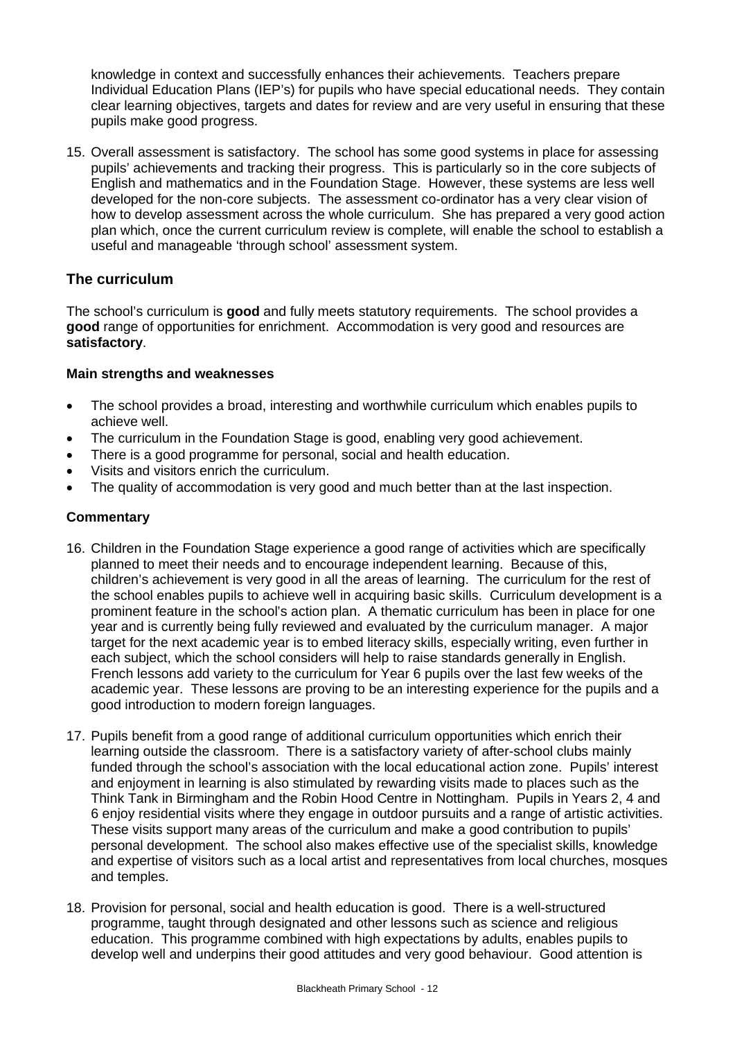knowledge in context and successfully enhances their achievements. Teachers prepare Individual Education Plans (IEP's) for pupils who have special educational needs. They contain clear learning objectives, targets and dates for review and are very useful in ensuring that these pupils make good progress.

15. Overall assessment is satisfactory. The school has some good systems in place for assessing pupils' achievements and tracking their progress. This is particularly so in the core subjects of English and mathematics and in the Foundation Stage. However, these systems are less well developed for the non-core subjects. The assessment co-ordinator has a very clear vision of how to develop assessment across the whole curriculum. She has prepared a very good action plan which, once the current curriculum review is complete, will enable the school to establish a useful and manageable 'through school' assessment system.

## The curriculum

The school's curriculum is **good** and fully meets statutory requirements. The school provides a **good** range of opportunities for enrichment. Accommodation is very good and resources are **satisfactory**.

### Main strengths and weaknesses

- The school provides a broad, interesting and worthwhile curriculum which enables pupils to achieve well.
- The curriculum in the Foundation Stage is good, enabling very good achievement.
- There is a good programme for personal, social and health education.
- Visits and visitors enrich the curriculum.
- The quality of accommodation is very good and much better than at the last inspection.

### Commentary

16. Children in the Foundation Stage experience a good range of activities which are specifically planned to meet their needs and to encourage independent learning. Because of this, children's achievement is very good in all the areas of learning. The curriculum for the rest of the school enables pupils to achieve well in acquiring basic skills. Curriculum development is a prominent feature in the school's action plan. A thematic curriculum has been in place for one year and is currently being fully reviewed and evaluated by the curriculum manager. A major target for the next academic year is to embed literacy skills, especially writing, even further in each subject, which the school considers will help to raise standards generally in English. French lessons add variety to the curriculum for Year 6 pupils over the last few weeks of the academic year. These lessons are proving to be an interesting experience for the pupils and a good introduction to modern foreign languages.

17. Pupils benefit from a good range of additional curriculum opportunities which enrich their learning outside the classroom. There is a satisfactory variety of after-school clubs mainly funded through the school's association with the local educational action zone. Pupils' interest and enjoyment in learning is also stimulated by rewarding visits made to places such as the Think Tank in Birmingham and the Robin Hood Centre in Nottingham. Pupils in Years 2, 4 and 6 enjoy residential visits where they engage in outdoor pursuits and a range of artistic activities. These visits support many areas of the curriculum and make a good contribution to pupils' personal development. The school also makes effective use of the specialist skills, knowledge and expertise of visitors such as a local artist and representatives from local churches, mosques and temples.

18. Provision for personal, social and health education is good. There is a well-structured programme, taught through designated and other lessons such as science and religious education. This programme combined with high expectations by adults, enables pupils to develop well and underpins their good attitudes and very good behaviour. Good attention is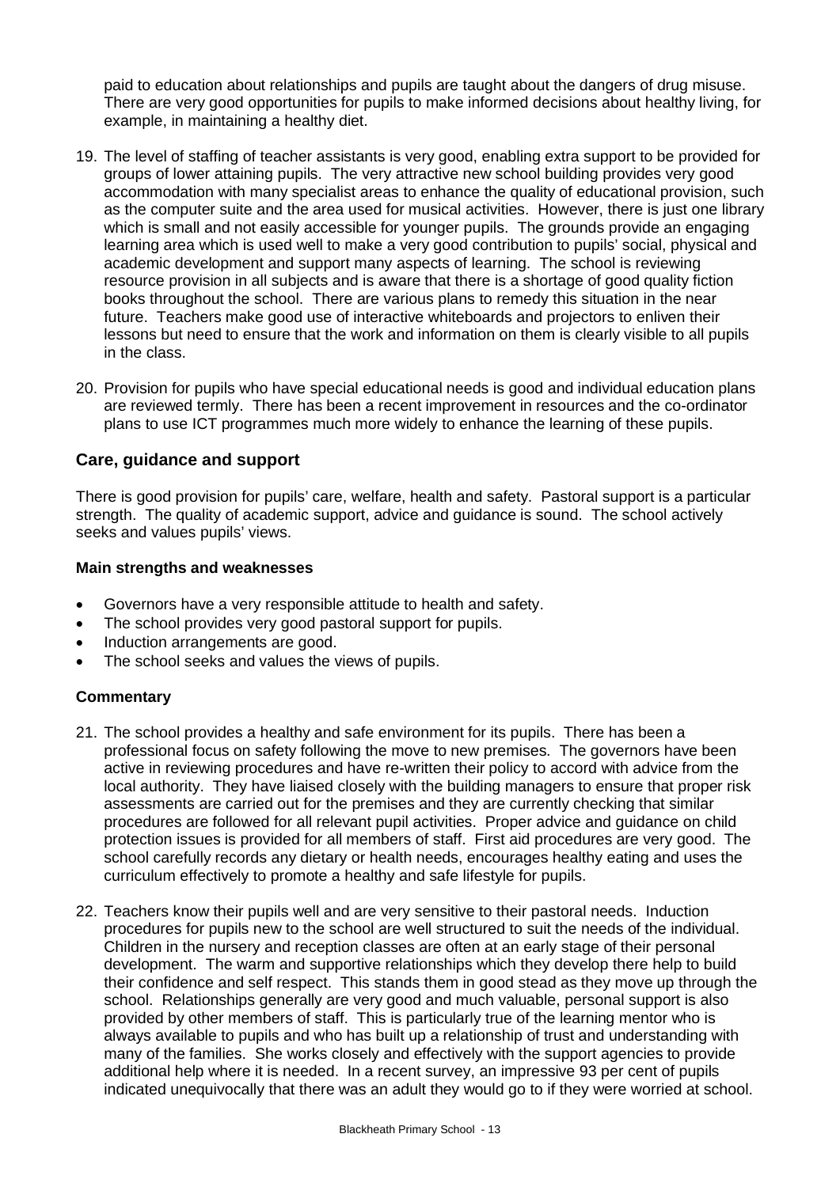paid to education about relationships and pupils are taught about the dangers of drug misuse. There are very good opportunities for pupils to make informed decisions about healthy living, for example, in maintaining a healthy diet.

19. The level of staffing of teacher assistants is very good, enabling extra support to be provided for groups of lower attaining pupils. The very attractive new school building provides very good accommodation with many specialist areas to enhance the quality of educational provision, such as the computer suite and the area used for musical activities. However, there is just one library which is small and not easily accessible for younger pupils. The grounds provide an engaging learning area which is used well to make a very good contribution to pupils' social, physical and academic development and support many aspects of learning. The school is reviewing resource provision in all subjects and is aware that there is a shortage of good quality fiction books throughout the school. There are various plans to remedy this situation in the near future. Teachers make good use of interactive whiteboards and projectors to enliven their lessons but need to ensure that the work and information on them is clearly visible to all pupils in the class.

20. Provision for pupils who have special educational needs is good and individual education plans are reviewed termly. There has been a recent improvement in resources and the co-ordinator plans to use ICT programmes much more widely to enhance the learning of these pupils.

## Care, guidance and support

There is good provision for pupils' care, welfare, health and safety. Pastoral support is a particular strength. The quality of academic support, advice and guidance is sound. The school actively seeks and values pupils' views.

### Main strengths and weaknesses

- Governors have a very responsible attitude to health and safety.
- The school provides very good pastoral support for pupils.
- Induction arrangements are good.
- The school seeks and values the views of pupils.

### Commentary

21. The school provides a healthy and safe environment for its pupils. There has been a professional focus on safety following the move to new premises. The governors have been active in reviewing procedures and have re-written their policy to accord with advice from the local authority. They have liaised closely with the building managers to ensure that proper risk assessments are carried out for the premises and they are currently checking that similar procedures are followed for all relevant pupil activities. Proper advice and guidance on child protection issues is provided for all members of staff. First aid procedures are very good. The school carefully records any dietary or health needs, encourages healthy eating and uses the curriculum effectively to promote a healthy and safe lifestyle for pupils.

22. Teachers know their pupils well and are very sensitive to their pastoral needs. Induction procedures for pupils new to the school are well structured to suit the needs of the individual. Children in the nursery and reception classes are often at an early stage of their personal development. The warm and supportive relationships which they develop there help to build their confidence and self respect. This stands them in good stead as they move up through the school. Relationships generally are very good and much valuable, personal support is also provided by other members of staff. This is particularly true of the learning mentor who is always available to pupils and who has built up a relationship of trust and understanding with many of the families. She works closely and effectively with the support agencies to provide additional help where it is needed. In a recent survey, an impressive 93 per cent of pupils indicated unequivocally that there was an adult they would go to if they were worried at school.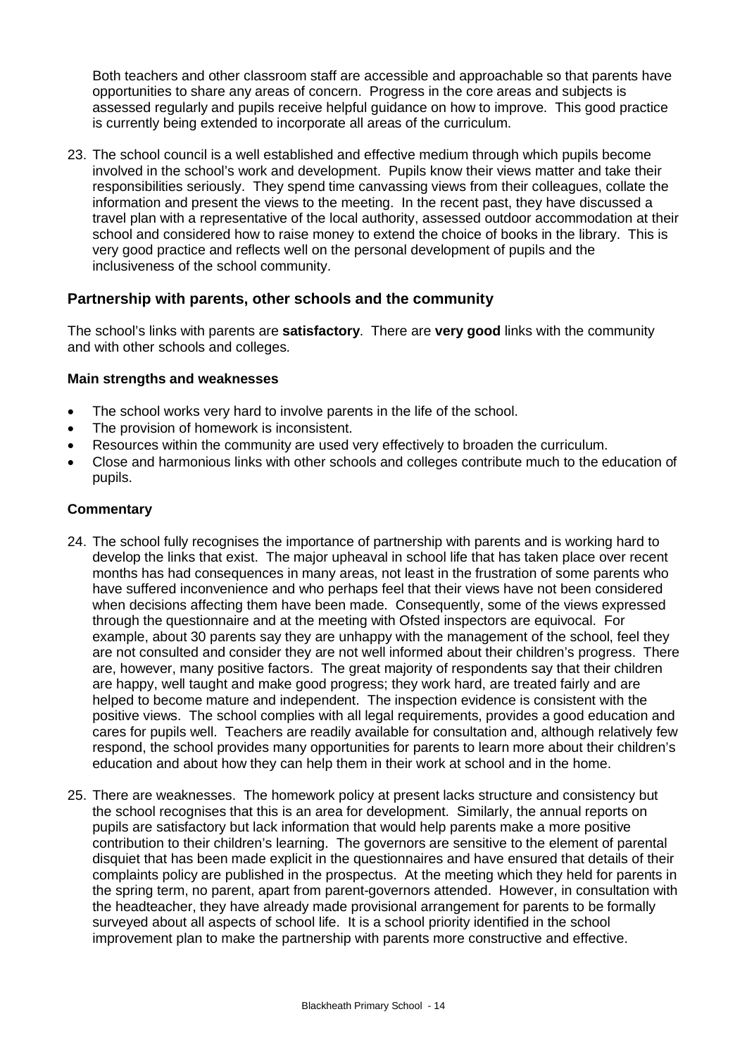Both teachers and other classroom staff are accessible and approachable so that parents have opportunities to share any areas of concern. Progress in the core areas and subjects is assessed regularly and pupils receive helpful guidance on how to improve. This good practice is currently being extended to incorporate all areas of the curriculum.

23. The school council is a well established and effective medium through which pupils become involved in the school's work and development. Pupils know their views matter and take their responsibilities seriously. They spend time canvassing views from their colleagues, collate the information and present the views to the meeting. In the recent past, they have discussed a travel plan with a representative of the local authority, assessed outdoor accommodation at their school and considered how to raise money to extend the choice of books in the library. This is very good practice and reflects well on the personal development of pupils and the inclusiveness of the school community.

## Partnership with parents, other schools and the community

The school's links with parents are **satisfactory**. There are **very good** links with the community and with other schools and colleges.

### Main strengths and weaknesses

- The school works very hard to involve parents in the life of the school.
- The provision of homework is inconsistent.
- Resources within the community are used very effectively to broaden the curriculum.
- Close and harmonious links with other schools and colleges contribute much to the education of pupils.

### Commentary

24. The school fully recognises the importance of partnership with parents and is working hard to develop the links that exist. The major upheaval in school life that has taken place over recent months has had consequences in many areas, not least in the frustration of some parents who have suffered inconvenience and who perhaps feel that their views have not been considered when decisions affecting them have been made. Consequently, some of the views expressed through the questionnaire and at the meeting with Ofsted inspectors are equivocal. For example, about 30 parents say they are unhappy with the management of the school, feel they are not consulted and consider they are not well informed about their children's progress. There are, however, many positive factors. The great majority of respondents say that their children are happy, well taught and make good progress; they work hard, are treated fairly and are helped to become mature and independent. The inspection evidence is consistent with the positive views. The school complies with all legal requirements, provides a good education and cares for pupils well. Teachers are readily available for consultation and, although relatively few respond, the school provides many opportunities for parents to learn more about their children's education and about how they can help them in their work at school and in the home.

25. There are weaknesses. The homework policy at present lacks structure and consistency but the school recognises that this is an area for development. Similarly, the annual reports on pupils are satisfactory but lack information that would help parents make a more positive contribution to their children's learning. The governors are sensitive to the element of parental disquiet that has been made explicit in the questionnaires and have ensured that details of their complaints policy are published in the prospectus. At the meeting which they held for parents in the spring term, no parent, apart from parent-governors attended. However, in consultation with the headteacher, they have already made provisional arrangement for parents to be formally surveyed about all aspects of school life. It is a school priority identified in the school improvement plan to make the partnership with parents more constructive and effective.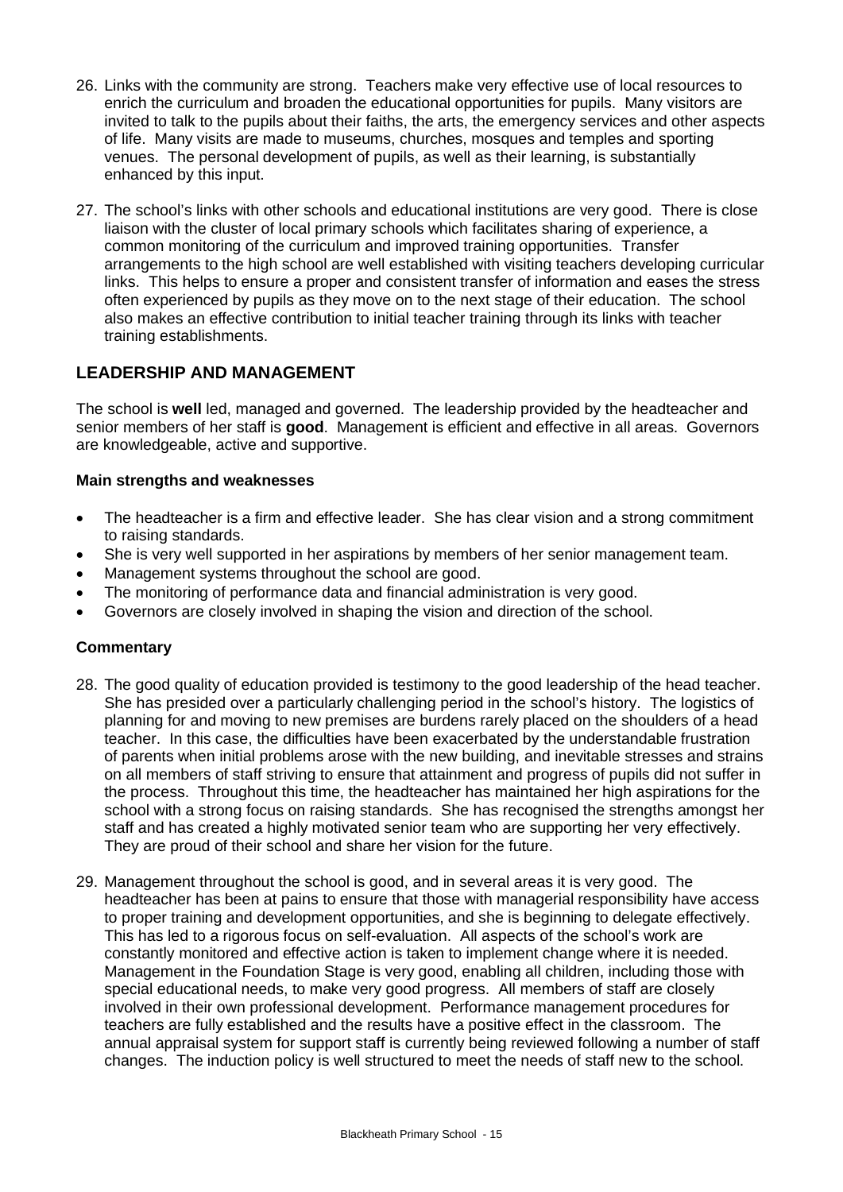26. Links with the community are strong. Teachers make very effective use of local resources to enrich the curriculum and broaden the educational opportunities for pupils. Many visitors are invited to talk to the pupils about their faiths, the arts, the emergency services and other aspects of life. Many visits are made to museums, churches, mosques and temples and sporting venues. The personal development of pupils, as well as their learning, is substantially enhanced by this input.

27. The school's links with other schools and educational institutions are very good. There is close liaison with the cluster of local primary schools which facilitates sharing of experience, a common monitoring of the curriculum and improved training opportunities. Transfer arrangements to the high school are well established with visiting teachers developing curricular links. This helps to ensure a proper and consistent transfer of information and eases the stress often experienced by pupils as they move on to the next stage of their education. The school also makes an effective contribution to initial teacher training through its links with teacher training establishments.

## LEADERSHIP AND MANAGEMENT

The school is **well** led, managed and governed. The leadership provided by the headteacher and senior members of her staff is **good**. Management is efficient and effective in all areas. Governors are knowledgeable, active and supportive.

#### Main strengths and weaknesses

- The headteacher is a firm and effective leader. She has clear vision and a strong commitment to raising standards.
- She is very well supported in her aspirations by members of her senior management team.
- Management systems throughout the school are good.
- The monitoring of performance data and financial administration is very good.
- Governors are closely involved in shaping the vision and direction of the school.

#### Commentary

28. The good quality of education provided is testimony to the good leadership of the head teacher. She has presided over a particularly challenging period in the school's history. The logistics of planning for and moving to new premises are burdens rarely placed on the shoulders of a head teacher. In this case, the difficulties have been exacerbated by the understandable frustration of parents when initial problems arose with the new building, and inevitable stresses and strains on all members of staff striving to ensure that attainment and progress of pupils did not suffer in the process. Throughout this time, the headteacher has maintained her high aspirations for the school with a strong focus on raising standards. She has recognised the strengths amongst her staff and has created a highly motivated senior team who are supporting her very effectively. They are proud of their school and share her vision for the future.

29. Management throughout the school is good, and in several areas it is very good. The headteacher has been at pains to ensure that those with managerial responsibility have access to proper training and development opportunities, and she is beginning to delegate effectively. This has led to a rigorous focus on self-evaluation. All aspects of the school's work are constantly monitored and effective action is taken to implement change where it is needed. Management in the Foundation Stage is very good, enabling all children, including those with special educational needs, to make very good progress. All members of staff are closely involved in their own professional development. Performance management procedures for teachers are fully established and the results have a positive effect in the classroom. The annual appraisal system for support staff is currently being reviewed following a number of staff changes. The induction policy is well structured to meet the needs of staff new to the school.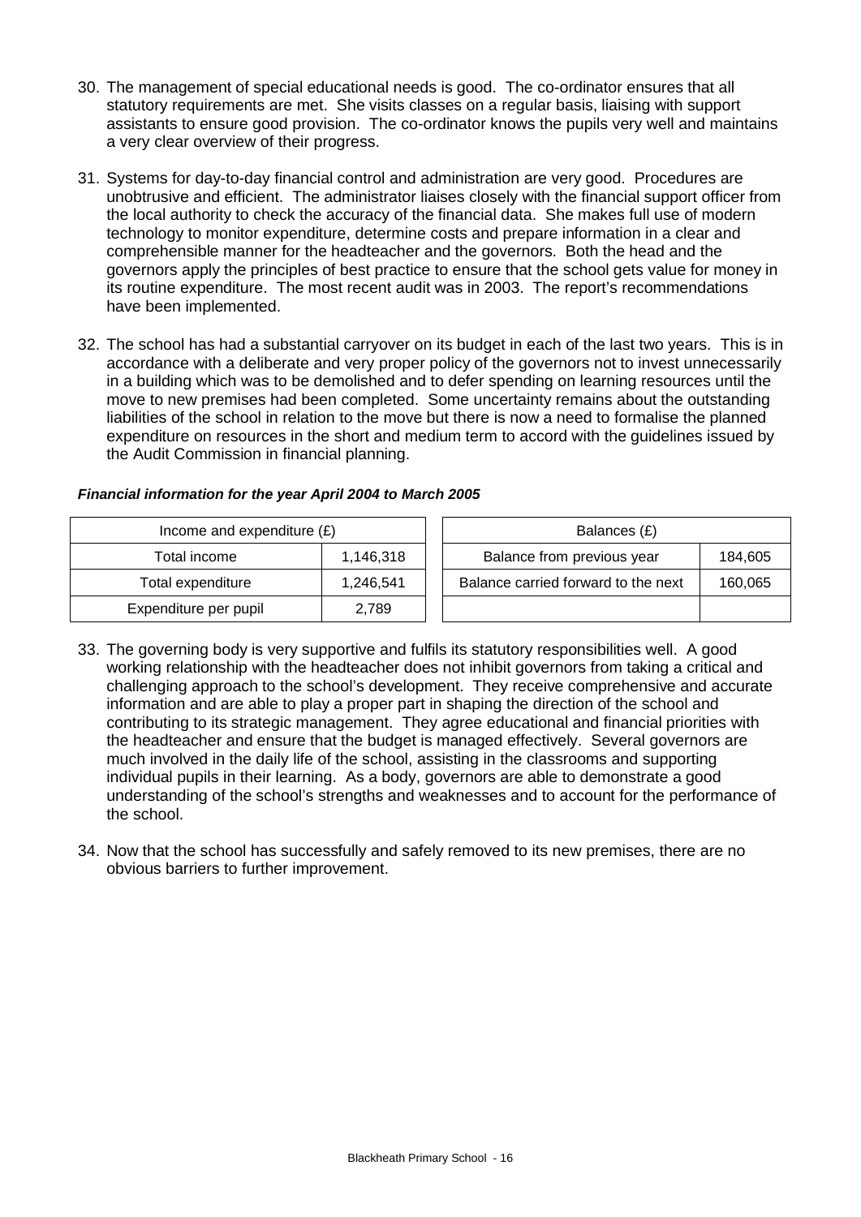30. The management of special educational needs is good. The co-ordinator ensures that all statutory requirements are met. She visits classes on a regular basis, liaising with support assistants to ensure good provision. The co-ordinator knows the pupils very well and maintains a very clear overview of their progress.

31. Systems for day-to-day financial control and administration are very good. Procedures are unobtrusive and efficient. The administrator liaises closely with the financial support officer from the local authority to check the accuracy of the financial data. She makes full use of modern technology to monitor expenditure, determine costs and prepare information in a clear and comprehensible manner for the headteacher and the governors. Both the head and the governors apply the principles of best practice to ensure that the school gets value for money in its routine expenditure. The most recent audit was in 2003. The report's recommendations have been implemented.

32. The school has had a substantial carryover on its budget in each of the last two years. This is in accordance with a deliberate and very proper policy of the governors not to invest unnecessarily in a building which was to be demolished and to defer spending on learning resources until the move to new premises had been completed. Some uncertainty remains about the outstanding liabilities of the school in relation to the move but there is now a need to formalise the planned expenditure on resources in the short and medium term to accord with the guidelines issued by the Audit Commission in financial planning.

***Financial information for the year April 2004 to March 2005***

| Income and expenditure (£) | |
|---|---|
| Total income | 1,146,318 |
| Total expenditure | 1,246,541 |
| Expenditure per pupil | 2,789 |

| Balances (£) | |
|---|---|
| Balance from previous year | 184,605 |
| Balance carried forward to the next | 160,065 |
| | |

33. The governing body is very supportive and fulfils its statutory responsibilities well. A good working relationship with the headteacher does not inhibit governors from taking a critical and challenging approach to the school's development. They receive comprehensive and accurate information and are able to play a proper part in shaping the direction of the school and contributing to its strategic management. They agree educational and financial priorities with the headteacher and ensure that the budget is managed effectively. Several governors are much involved in the daily life of the school, assisting in the classrooms and supporting individual pupils in their learning. As a body, governors are able to demonstrate a good understanding of the school's strengths and weaknesses and to account for the performance of the school.

34. Now that the school has successfully and safely removed to its new premises, there are no obvious barriers to further improvement.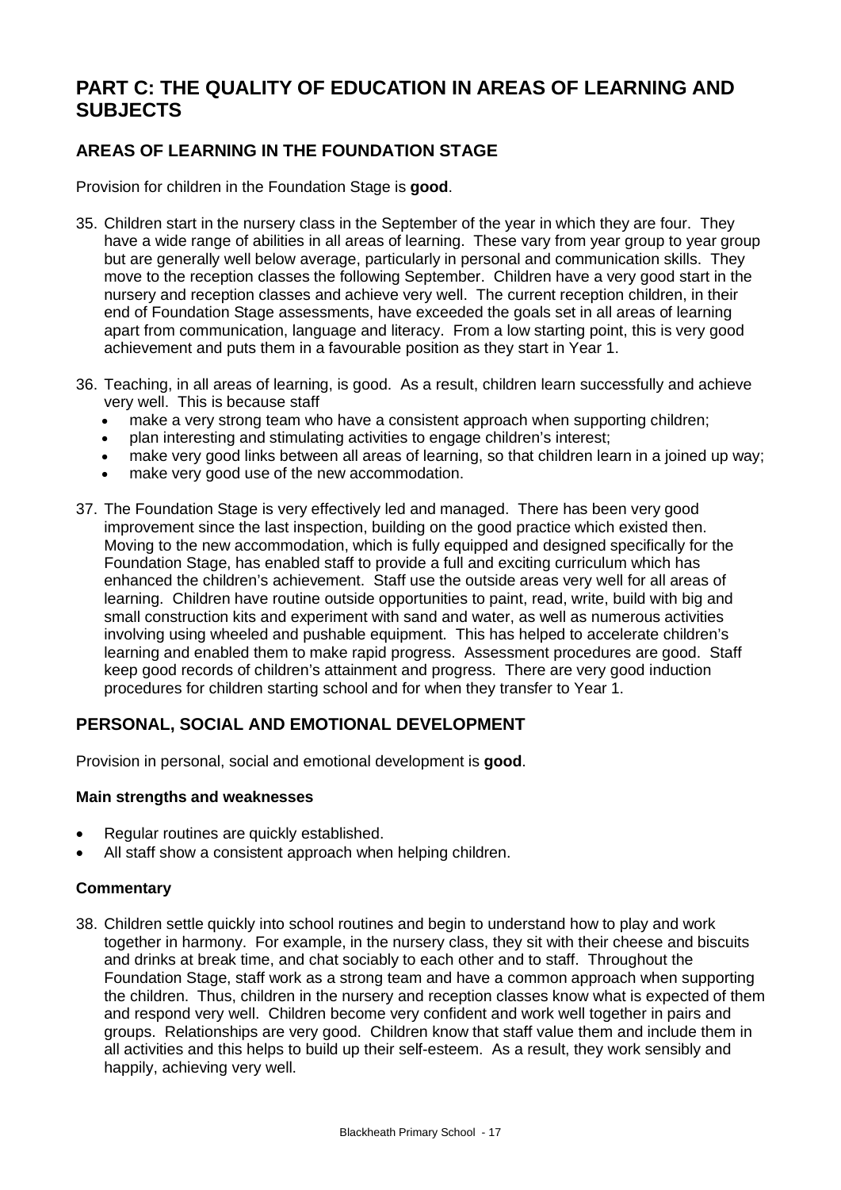# PART C: THE QUALITY OF EDUCATION IN AREAS OF LEARNING AND SUBJECTS

## AREAS OF LEARNING IN THE FOUNDATION STAGE

Provision for children in the Foundation Stage is **good**.

35. Children start in the nursery class in the September of the year in which they are four. They have a wide range of abilities in all areas of learning. These vary from year group to year group but are generally well below average, particularly in personal and communication skills. They move to the reception classes the following September. Children have a very good start in the nursery and reception classes and achieve very well. The current reception children, in their end of Foundation Stage assessments, have exceeded the goals set in all areas of learning apart from communication, language and literacy. From a low starting point, this is very good achievement and puts them in a favourable position as they start in Year 1.

36. Teaching, in all areas of learning, is good. As a result, children learn successfully and achieve very well. This is because staff
    - make a very strong team who have a consistent approach when supporting children;
    - plan interesting and stimulating activities to engage children's interest;
    - make very good links between all areas of learning, so that children learn in a joined up way;
    - make very good use of the new accommodation.

37. The Foundation Stage is very effectively led and managed. There has been very good improvement since the last inspection, building on the good practice which existed then. Moving to the new accommodation, which is fully equipped and designed specifically for the Foundation Stage, has enabled staff to provide a full and exciting curriculum which has enhanced the children's achievement. Staff use the outside areas very well for all areas of learning. Children have routine outside opportunities to paint, read, write, build with big and small construction kits and experiment with sand and water, as well as numerous activities involving using wheeled and pushable equipment. This has helped to accelerate children's learning and enabled them to make rapid progress. Assessment procedures are good. Staff keep good records of children's attainment and progress. There are very good induction procedures for children starting school and for when they transfer to Year 1.

## PERSONAL, SOCIAL AND EMOTIONAL DEVELOPMENT

Provision in personal, social and emotional development is **good**.

#### Main strengths and weaknesses

- Regular routines are quickly established.
- All staff show a consistent approach when helping children.

#### Commentary

38. Children settle quickly into school routines and begin to understand how to play and work together in harmony. For example, in the nursery class, they sit with their cheese and biscuits and drinks at break time, and chat sociably to each other and to staff. Throughout the Foundation Stage, staff work as a strong team and have a common approach when supporting the children. Thus, children in the nursery and reception classes know what is expected of them and respond very well. Children become very confident and work well together in pairs and groups. Relationships are very good. Children know that staff value them and include them in all activities and this helps to build up their self-esteem. As a result, they work sensibly and happily, achieving very well.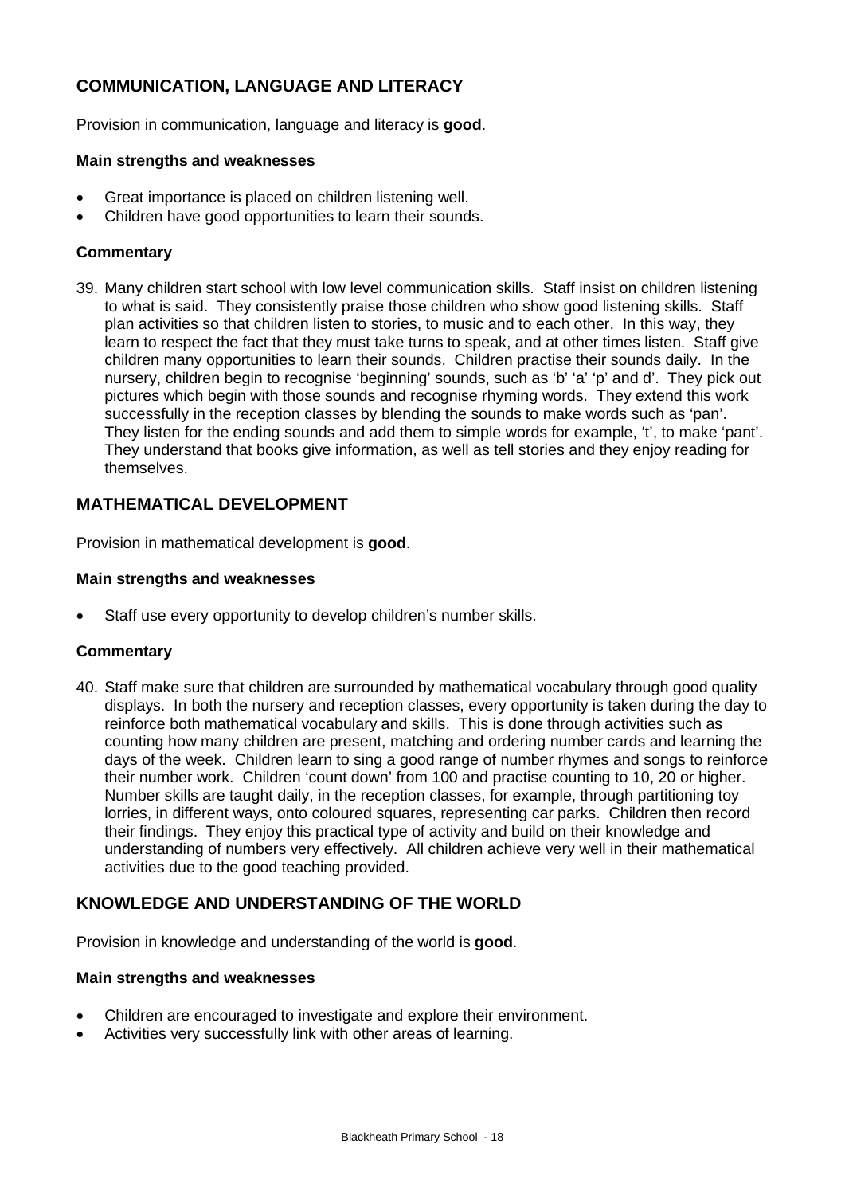## COMMUNICATION, LANGUAGE AND LITERACY

Provision in communication, language and literacy is **good**.

**Main strengths and weaknesses**

- Great importance is placed on children listening well.
- Children have good opportunities to learn their sounds.

**Commentary**

39. Many children start school with low level communication skills. Staff insist on children listening to what is said. They consistently praise those children who show good listening skills. Staff plan activities so that children listen to stories, to music and to each other. In this way, they learn to respect the fact that they must take turns to speak, and at other times listen. Staff give children many opportunities to learn their sounds. Children practise their sounds daily. In the nursery, children begin to recognise 'beginning' sounds, such as 'b' 'a' 'p' and d'. They pick out pictures which begin with those sounds and recognise rhyming words. They extend this work successfully in the reception classes by blending the sounds to make words such as 'pan'. They listen for the ending sounds and add them to simple words for example, 't', to make 'pant'. They understand that books give information, as well as tell stories and they enjoy reading for themselves.

## MATHEMATICAL DEVELOPMENT

Provision in mathematical development is **good**.

**Main strengths and weaknesses**

- Staff use every opportunity to develop children's number skills.

**Commentary**

40. Staff make sure that children are surrounded by mathematical vocabulary through good quality displays. In both the nursery and reception classes, every opportunity is taken during the day to reinforce both mathematical vocabulary and skills. This is done through activities such as counting how many children are present, matching and ordering number cards and learning the days of the week. Children learn to sing a good range of number rhymes and songs to reinforce their number work. Children 'count down' from 100 and practise counting to 10, 20 or higher. Number skills are taught daily, in the reception classes, for example, through partitioning toy lorries, in different ways, onto coloured squares, representing car parks. Children then record their findings. They enjoy this practical type of activity and build on their knowledge and understanding of numbers very effectively. All children achieve very well in their mathematical activities due to the good teaching provided.

## KNOWLEDGE AND UNDERSTANDING OF THE WORLD

Provision in knowledge and understanding of the world is **good**.

**Main strengths and weaknesses**

- Children are encouraged to investigate and explore their environment.
- Activities very successfully link with other areas of learning.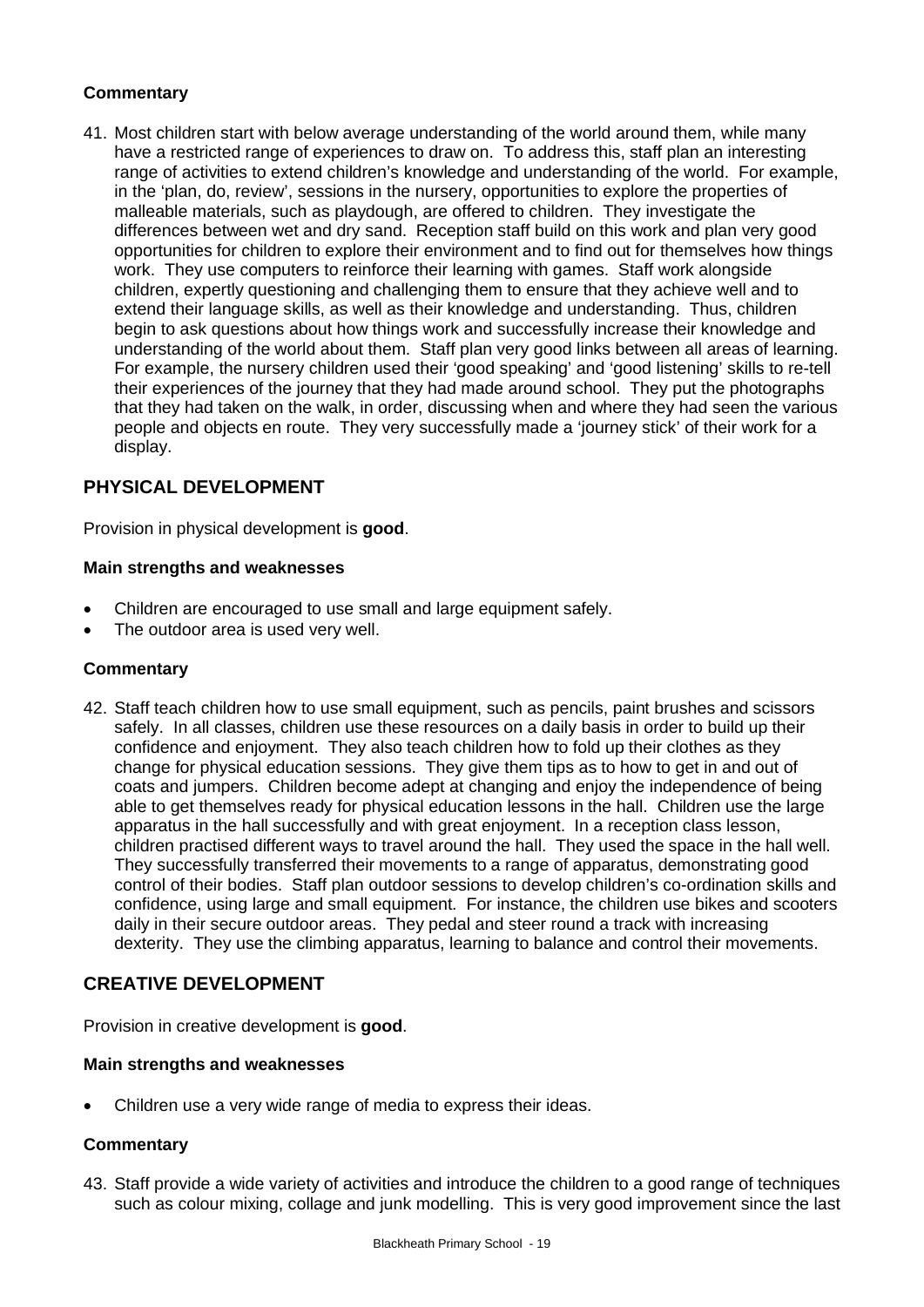#### Commentary

41. Most children start with below average understanding of the world around them, while many have a restricted range of experiences to draw on. To address this, staff plan an interesting range of activities to extend children's knowledge and understanding of the world. For example, in the 'plan, do, review', sessions in the nursery, opportunities to explore the properties of malleable materials, such as playdough, are offered to children. They investigate the differences between wet and dry sand. Reception staff build on this work and plan very good opportunities for children to explore their environment and to find out for themselves how things work. They use computers to reinforce their learning with games. Staff work alongside children, expertly questioning and challenging them to ensure that they achieve well and to extend their language skills, as well as their knowledge and understanding. Thus, children begin to ask questions about how things work and successfully increase their knowledge and understanding of the world about them. Staff plan very good links between all areas of learning. For example, the nursery children used their 'good speaking' and 'good listening' skills to re-tell their experiences of the journey that they had made around school. They put the photographs that they had taken on the walk, in order, discussing when and where they had seen the various people and objects en route. They very successfully made a 'journey stick' of their work for a display.

## PHYSICAL DEVELOPMENT

Provision in physical development is **good**.

#### Main strengths and weaknesses

- Children are encouraged to use small and large equipment safely.
- The outdoor area is used very well.

#### Commentary

42. Staff teach children how to use small equipment, such as pencils, paint brushes and scissors safely. In all classes, children use these resources on a daily basis in order to build up their confidence and enjoyment. They also teach children how to fold up their clothes as they change for physical education sessions. They give them tips as to how to get in and out of coats and jumpers. Children become adept at changing and enjoy the independence of being able to get themselves ready for physical education lessons in the hall. Children use the large apparatus in the hall successfully and with great enjoyment. In a reception class lesson, children practised different ways to travel around the hall. They used the space in the hall well. They successfully transferred their movements to a range of apparatus, demonstrating good control of their bodies. Staff plan outdoor sessions to develop children's co-ordination skills and confidence, using large and small equipment. For instance, the children use bikes and scooters daily in their secure outdoor areas. They pedal and steer round a track with increasing dexterity. They use the climbing apparatus, learning to balance and control their movements.

## CREATIVE DEVELOPMENT

Provision in creative development is **good**.

#### Main strengths and weaknesses

- Children use a very wide range of media to express their ideas.

#### Commentary

43. Staff provide a wide variety of activities and introduce the children to a good range of techniques such as colour mixing, collage and junk modelling. This is very good improvement since the last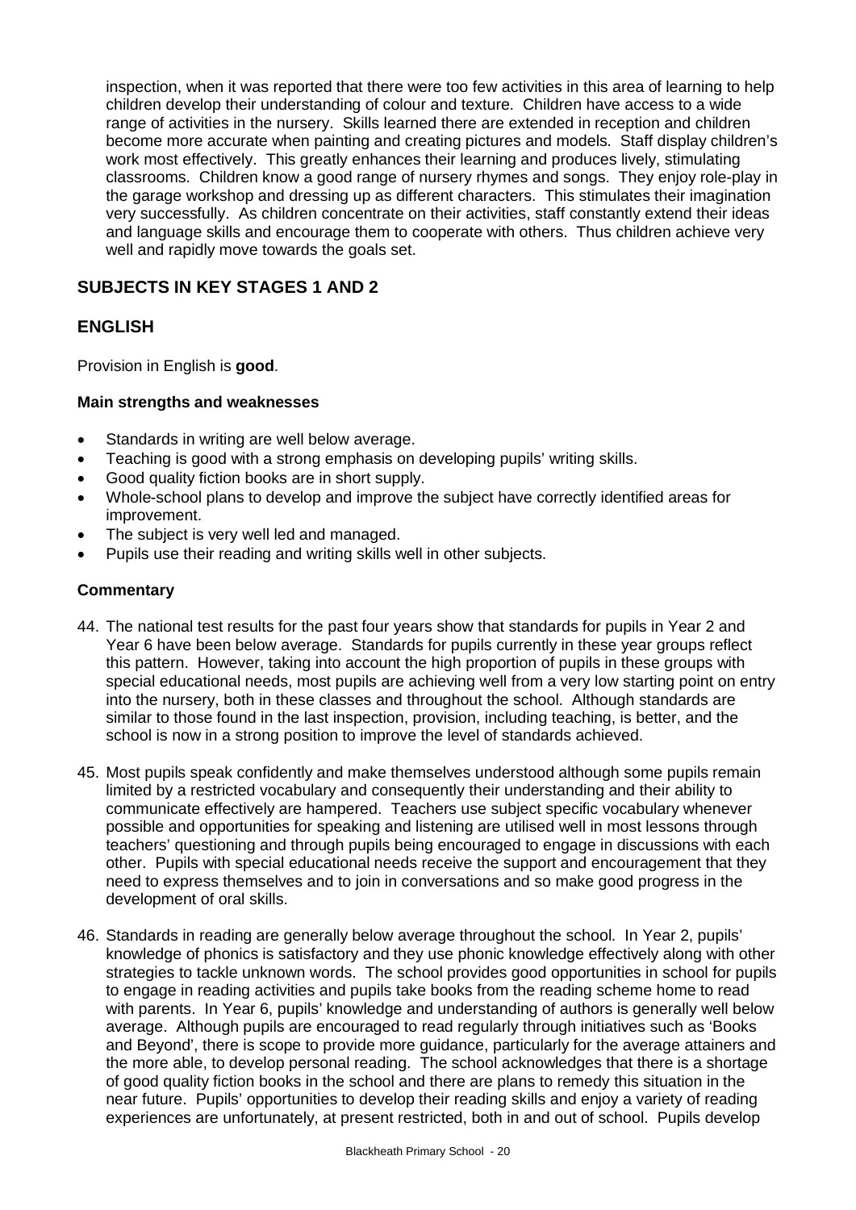inspection, when it was reported that there were too few activities in this area of learning to help children develop their understanding of colour and texture. Children have access to a wide range of activities in the nursery. Skills learned there are extended in reception and children become more accurate when painting and creating pictures and models. Staff display children's work most effectively. This greatly enhances their learning and produces lively, stimulating classrooms. Children know a good range of nursery rhymes and songs. They enjoy role-play in the garage workshop and dressing up as different characters. This stimulates their imagination very successfully. As children concentrate on their activities, staff constantly extend their ideas and language skills and encourage them to cooperate with others. Thus children achieve very well and rapidly move towards the goals set.

## SUBJECTS IN KEY STAGES 1 AND 2

## ENGLISH

Provision in English is **good**.

### Main strengths and weaknesses

- Standards in writing are well below average.
- Teaching is good with a strong emphasis on developing pupils' writing skills.
- Good quality fiction books are in short supply.
- Whole-school plans to develop and improve the subject have correctly identified areas for improvement.
- The subject is very well led and managed.
- Pupils use their reading and writing skills well in other subjects.

### Commentary

44. The national test results for the past four years show that standards for pupils in Year 2 and Year 6 have been below average. Standards for pupils currently in these year groups reflect this pattern. However, taking into account the high proportion of pupils in these groups with special educational needs, most pupils are achieving well from a very low starting point on entry into the nursery, both in these classes and throughout the school. Although standards are similar to those found in the last inspection, provision, including teaching, is better, and the school is now in a strong position to improve the level of standards achieved.

45. Most pupils speak confidently and make themselves understood although some pupils remain limited by a restricted vocabulary and consequently their understanding and their ability to communicate effectively are hampered. Teachers use subject specific vocabulary whenever possible and opportunities for speaking and listening are utilised well in most lessons through teachers' questioning and through pupils being encouraged to engage in discussions with each other. Pupils with special educational needs receive the support and encouragement that they need to express themselves and to join in conversations and so make good progress in the development of oral skills.

46. Standards in reading are generally below average throughout the school. In Year 2, pupils' knowledge of phonics is satisfactory and they use phonic knowledge effectively along with other strategies to tackle unknown words. The school provides good opportunities in school for pupils to engage in reading activities and pupils take books from the reading scheme home to read with parents. In Year 6, pupils' knowledge and understanding of authors is generally well below average. Although pupils are encouraged to read regularly through initiatives such as 'Books and Beyond', there is scope to provide more guidance, particularly for the average attainers and the more able, to develop personal reading. The school acknowledges that there is a shortage of good quality fiction books in the school and there are plans to remedy this situation in the near future. Pupils' opportunities to develop their reading skills and enjoy a variety of reading experiences are unfortunately, at present restricted, both in and out of school. Pupils develop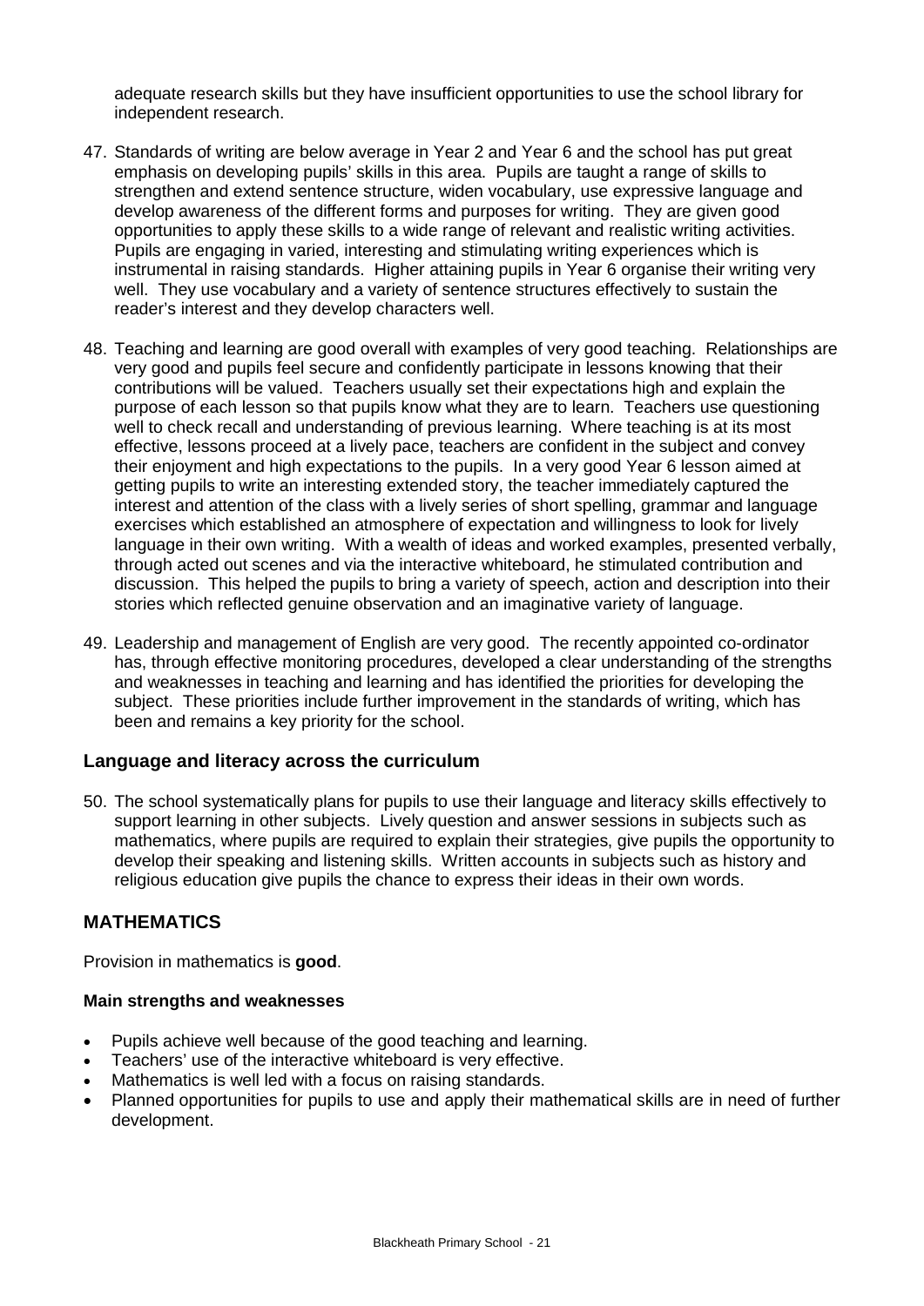adequate research skills but they have insufficient opportunities to use the school library for independent research.

47. Standards of writing are below average in Year 2 and Year 6 and the school has put great emphasis on developing pupils' skills in this area. Pupils are taught a range of skills to strengthen and extend sentence structure, widen vocabulary, use expressive language and develop awareness of the different forms and purposes for writing. They are given good opportunities to apply these skills to a wide range of relevant and realistic writing activities. Pupils are engaging in varied, interesting and stimulating writing experiences which is instrumental in raising standards. Higher attaining pupils in Year 6 organise their writing very well. They use vocabulary and a variety of sentence structures effectively to sustain the reader's interest and they develop characters well.

48. Teaching and learning are good overall with examples of very good teaching. Relationships are very good and pupils feel secure and confidently participate in lessons knowing that their contributions will be valued. Teachers usually set their expectations high and explain the purpose of each lesson so that pupils know what they are to learn. Teachers use questioning well to check recall and understanding of previous learning. Where teaching is at its most effective, lessons proceed at a lively pace, teachers are confident in the subject and convey their enjoyment and high expectations to the pupils. In a very good Year 6 lesson aimed at getting pupils to write an interesting extended story, the teacher immediately captured the interest and attention of the class with a lively series of short spelling, grammar and language exercises which established an atmosphere of expectation and willingness to look for lively language in their own writing. With a wealth of ideas and worked examples, presented verbally, through acted out scenes and via the interactive whiteboard, he stimulated contribution and discussion. This helped the pupils to bring a variety of speech, action and description into their stories which reflected genuine observation and an imaginative variety of language.

49. Leadership and management of English are very good. The recently appointed co-ordinator has, through effective monitoring procedures, developed a clear understanding of the strengths and weaknesses in teaching and learning and has identified the priorities for developing the subject. These priorities include further improvement in the standards of writing, which has been and remains a key priority for the school.

### Language and literacy across the curriculum

50. The school systematically plans for pupils to use their language and literacy skills effectively to support learning in other subjects. Lively question and answer sessions in subjects such as mathematics, where pupils are required to explain their strategies, give pupils the opportunity to develop their speaking and listening skills. Written accounts in subjects such as history and religious education give pupils the chance to express their ideas in their own words.

## MATHEMATICS

Provision in mathematics is **good**.

#### Main strengths and weaknesses

- Pupils achieve well because of the good teaching and learning.
- Teachers' use of the interactive whiteboard is very effective.
- Mathematics is well led with a focus on raising standards.
- Planned opportunities for pupils to use and apply their mathematical skills are in need of further development.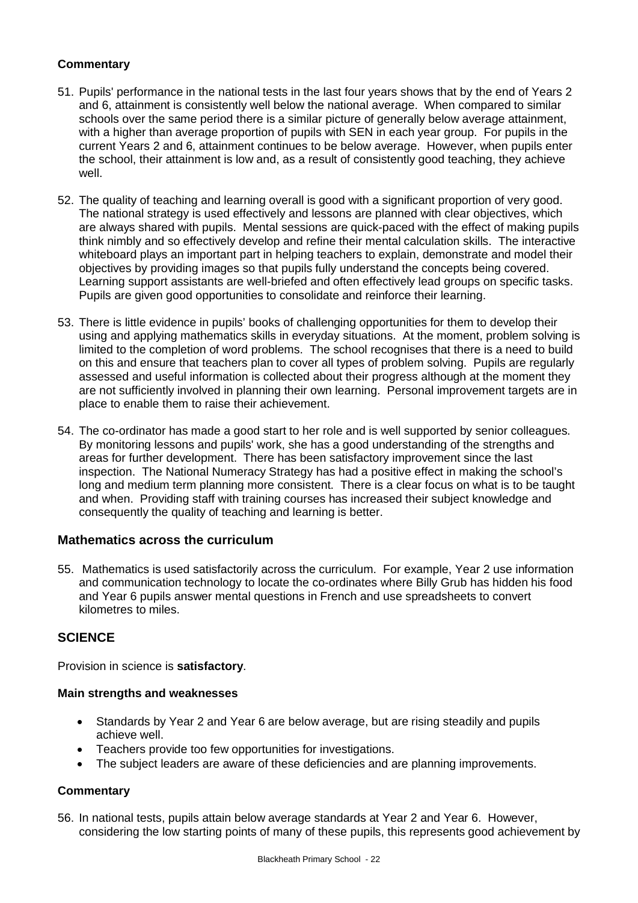### Commentary

51. Pupils' performance in the national tests in the last four years shows that by the end of Years 2 and 6, attainment is consistently well below the national average. When compared to similar schools over the same period there is a similar picture of generally below average attainment, with a higher than average proportion of pupils with SEN in each year group. For pupils in the current Years 2 and 6, attainment continues to be below average. However, when pupils enter the school, their attainment is low and, as a result of consistently good teaching, they achieve well.

52. The quality of teaching and learning overall is good with a significant proportion of very good. The national strategy is used effectively and lessons are planned with clear objectives, which are always shared with pupils. Mental sessions are quick-paced with the effect of making pupils think nimbly and so effectively develop and refine their mental calculation skills. The interactive whiteboard plays an important part in helping teachers to explain, demonstrate and model their objectives by providing images so that pupils fully understand the concepts being covered. Learning support assistants are well-briefed and often effectively lead groups on specific tasks. Pupils are given good opportunities to consolidate and reinforce their learning.

53. There is little evidence in pupils' books of challenging opportunities for them to develop their using and applying mathematics skills in everyday situations. At the moment, problem solving is limited to the completion of word problems. The school recognises that there is a need to build on this and ensure that teachers plan to cover all types of problem solving. Pupils are regularly assessed and useful information is collected about their progress although at the moment they are not sufficiently involved in planning their own learning. Personal improvement targets are in place to enable them to raise their achievement.

54. The co-ordinator has made a good start to her role and is well supported by senior colleagues. By monitoring lessons and pupils' work, she has a good understanding of the strengths and areas for further development. There has been satisfactory improvement since the last inspection. The National Numeracy Strategy has had a positive effect in making the school's long and medium term planning more consistent. There is a clear focus on what is to be taught and when. Providing staff with training courses has increased their subject knowledge and consequently the quality of teaching and learning is better.

### Mathematics across the curriculum

55. Mathematics is used satisfactorily across the curriculum. For example, Year 2 use information and communication technology to locate the co-ordinates where Billy Grub has hidden his food and Year 6 pupils answer mental questions in French and use spreadsheets to convert kilometres to miles.

## SCIENCE

Provision in science is **satisfactory**.

### Main strengths and weaknesses

- Standards by Year 2 and Year 6 are below average, but are rising steadily and pupils achieve well.
- Teachers provide too few opportunities for investigations.
- The subject leaders are aware of these deficiencies and are planning improvements.

### Commentary

56. In national tests, pupils attain below average standards at Year 2 and Year 6. However, considering the low starting points of many of these pupils, this represents good achievement by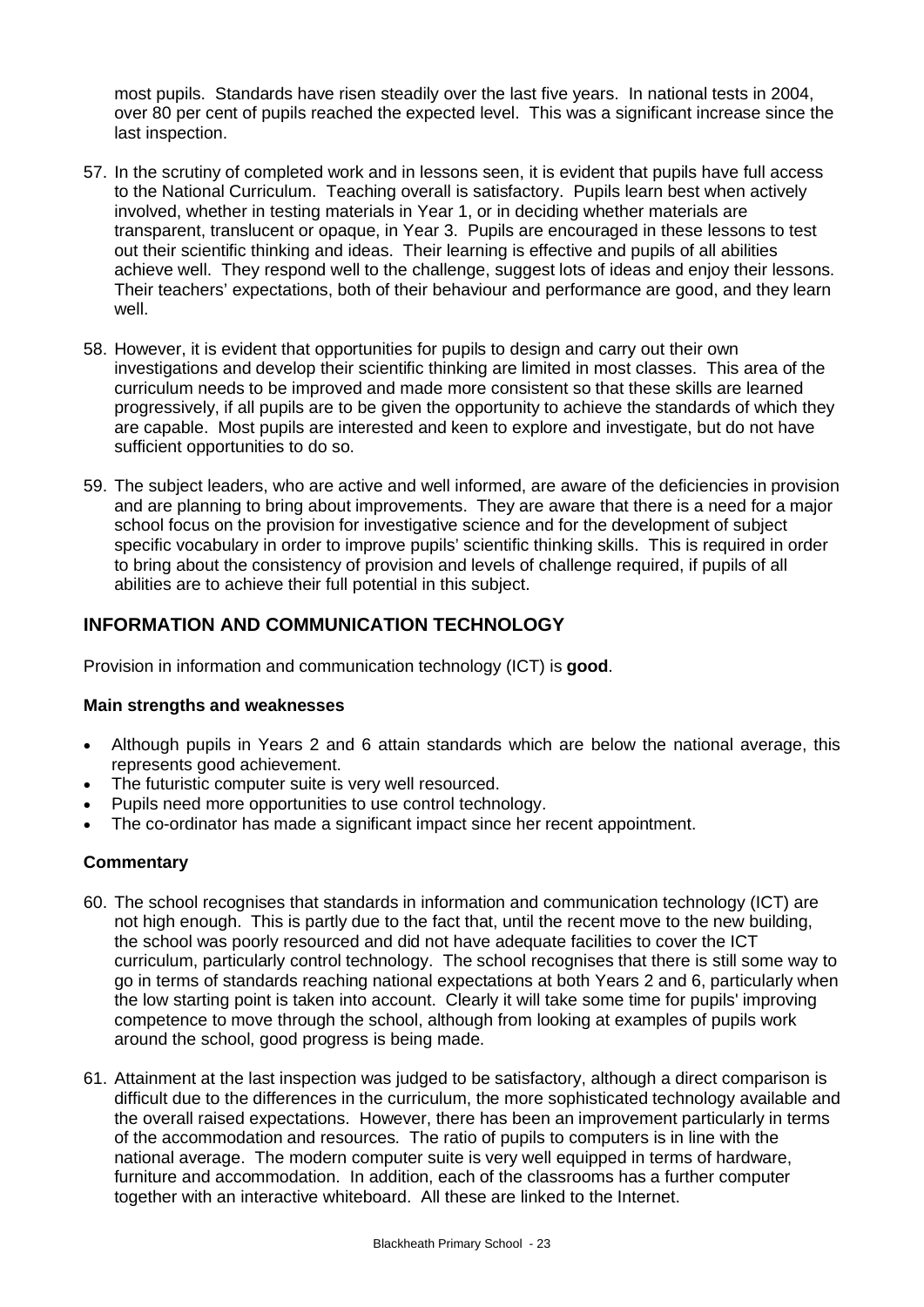most pupils. Standards have risen steadily over the last five years. In national tests in 2004, over 80 per cent of pupils reached the expected level. This was a significant increase since the last inspection.

57. In the scrutiny of completed work and in lessons seen, it is evident that pupils have full access to the National Curriculum. Teaching overall is satisfactory. Pupils learn best when actively involved, whether in testing materials in Year 1, or in deciding whether materials are transparent, translucent or opaque, in Year 3. Pupils are encouraged in these lessons to test out their scientific thinking and ideas. Their learning is effective and pupils of all abilities achieve well. They respond well to the challenge, suggest lots of ideas and enjoy their lessons. Their teachers' expectations, both of their behaviour and performance are good, and they learn well.

58. However, it is evident that opportunities for pupils to design and carry out their own investigations and develop their scientific thinking are limited in most classes. This area of the curriculum needs to be improved and made more consistent so that these skills are learned progressively, if all pupils are to be given the opportunity to achieve the standards of which they are capable. Most pupils are interested and keen to explore and investigate, but do not have sufficient opportunities to do so.

59. The subject leaders, who are active and well informed, are aware of the deficiencies in provision and are planning to bring about improvements. They are aware that there is a need for a major school focus on the provision for investigative science and for the development of subject specific vocabulary in order to improve pupils' scientific thinking skills. This is required in order to bring about the consistency of provision and levels of challenge required, if pupils of all abilities are to achieve their full potential in this subject.

## INFORMATION AND COMMUNICATION TECHNOLOGY

Provision in information and communication technology (ICT) is **good**.

### Main strengths and weaknesses

- Although pupils in Years 2 and 6 attain standards which are below the national average, this represents good achievement.
- The futuristic computer suite is very well resourced.
- Pupils need more opportunities to use control technology.
- The co-ordinator has made a significant impact since her recent appointment.

### Commentary

60. The school recognises that standards in information and communication technology (ICT) are not high enough. This is partly due to the fact that, until the recent move to the new building, the school was poorly resourced and did not have adequate facilities to cover the ICT curriculum, particularly control technology. The school recognises that there is still some way to go in terms of standards reaching national expectations at both Years 2 and 6, particularly when the low starting point is taken into account. Clearly it will take some time for pupils' improving competence to move through the school, although from looking at examples of pupils work around the school, good progress is being made.

61. Attainment at the last inspection was judged to be satisfactory, although a direct comparison is difficult due to the differences in the curriculum, the more sophisticated technology available and the overall raised expectations. However, there has been an improvement particularly in terms of the accommodation and resources. The ratio of pupils to computers is in line with the national average. The modern computer suite is very well equipped in terms of hardware, furniture and accommodation. In addition, each of the classrooms has a further computer together with an interactive whiteboard. All these are linked to the Internet.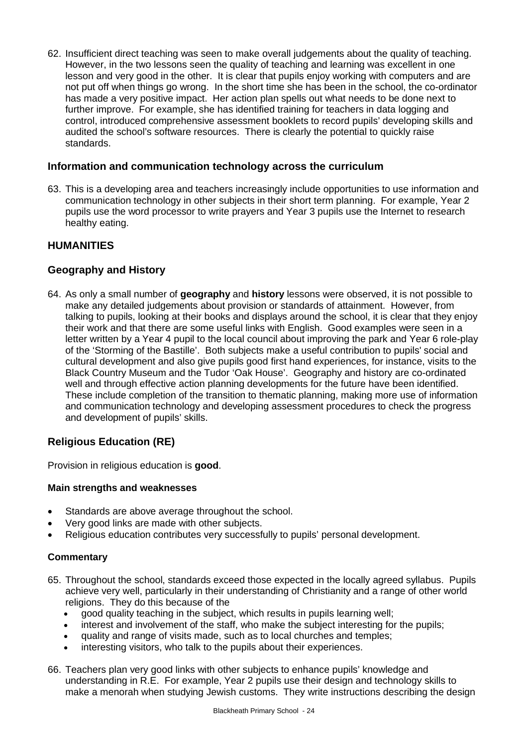62. Insufficient direct teaching was seen to make overall judgements about the quality of teaching. However, in the two lessons seen the quality of teaching and learning was excellent in one lesson and very good in the other. It is clear that pupils enjoy working with computers and are not put off when things go wrong. In the short time she has been in the school, the co-ordinator has made a very positive impact. Her action plan spells out what needs to be done next to further improve. For example, she has identified training for teachers in data logging and control, introduced comprehensive assessment booklets to record pupils' developing skills and audited the school's software resources. There is clearly the potential to quickly raise standards.

### Information and communication technology across the curriculum

63. This is a developing area and teachers increasingly include opportunities to use information and communication technology in other subjects in their short term planning. For example, Year 2 pupils use the word processor to write prayers and Year 3 pupils use the Internet to research healthy eating.

## HUMANITIES

### Geography and History

64. As only a small number of **geography** and **history** lessons were observed, it is not possible to make any detailed judgements about provision or standards of attainment. However, from talking to pupils, looking at their books and displays around the school, it is clear that they enjoy their work and that there are some useful links with English. Good examples were seen in a letter written by a Year 4 pupil to the local council about improving the park and Year 6 role-play of the 'Storming of the Bastille'. Both subjects make a useful contribution to pupils' social and cultural development and also give pupils good first hand experiences, for instance, visits to the Black Country Museum and the Tudor 'Oak House'. Geography and history are co-ordinated well and through effective action planning developments for the future have been identified. These include completion of the transition to thematic planning, making more use of information and communication technology and developing assessment procedures to check the progress and development of pupils' skills.

### Religious Education (RE)

Provision in religious education is **good**.

#### Main strengths and weaknesses

- Standards are above average throughout the school.
- Very good links are made with other subjects.
- Religious education contributes very successfully to pupils' personal development.

#### Commentary

65. Throughout the school, standards exceed those expected in the locally agreed syllabus. Pupils achieve very well, particularly in their understanding of Christianity and a range of other world religions. They do this because of the
    - good quality teaching in the subject, which results in pupils learning well;
    - interest and involvement of the staff, who make the subject interesting for the pupils;
    - quality and range of visits made, such as to local churches and temples;
    - interesting visitors, who talk to the pupils about their experiences.

66. Teachers plan very good links with other subjects to enhance pupils' knowledge and understanding in R.E. For example, Year 2 pupils use their design and technology skills to make a menorah when studying Jewish customs. They write instructions describing the design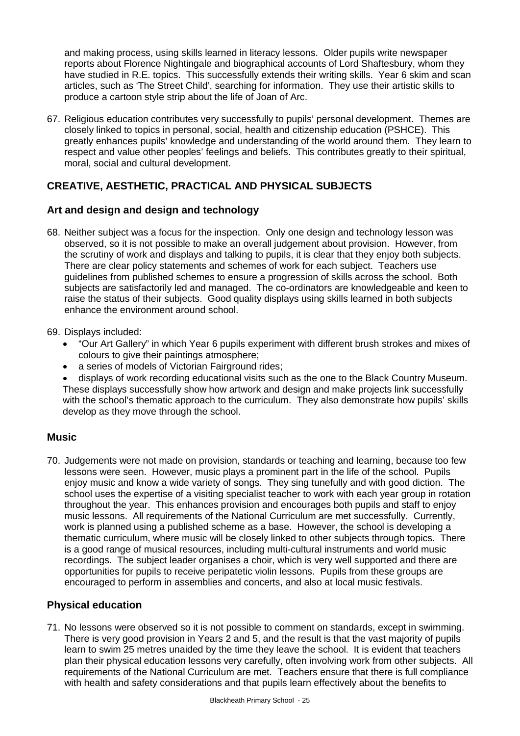and making process, using skills learned in literacy lessons. Older pupils write newspaper reports about Florence Nightingale and biographical accounts of Lord Shaftesbury, whom they have studied in R.E. topics. This successfully extends their writing skills. Year 6 skim and scan articles, such as 'The Street Child', searching for information. They use their artistic skills to produce a cartoon style strip about the life of Joan of Arc.

67. Religious education contributes very successfully to pupils' personal development. Themes are closely linked to topics in personal, social, health and citizenship education (PSHCE). This greatly enhances pupils' knowledge and understanding of the world around them. They learn to respect and value other peoples' feelings and beliefs. This contributes greatly to their spiritual, moral, social and cultural development.

## CREATIVE, AESTHETIC, PRACTICAL AND PHYSICAL SUBJECTS

### Art and design and design and technology

68. Neither subject was a focus for the inspection. Only one design and technology lesson was observed, so it is not possible to make an overall judgement about provision. However, from the scrutiny of work and displays and talking to pupils, it is clear that they enjoy both subjects. There are clear policy statements and schemes of work for each subject. Teachers use guidelines from published schemes to ensure a progression of skills across the school. Both subjects are satisfactorily led and managed. The co-ordinators are knowledgeable and keen to raise the status of their subjects. Good quality displays using skills learned in both subjects enhance the environment around school.

69. Displays included:
    - "Our Art Gallery" in which Year 6 pupils experiment with different brush strokes and mixes of colours to give their paintings atmosphere;
    - a series of models of Victorian Fairground rides;
    - displays of work recording educational visits such as the one to the Black Country Museum.

    These displays successfully show how artwork and design and make projects link successfully with the school's thematic approach to the curriculum. They also demonstrate how pupils' skills develop as they move through the school.

### Music

70. Judgements were not made on provision, standards or teaching and learning, because too few lessons were seen. However, music plays a prominent part in the life of the school. Pupils enjoy music and know a wide variety of songs. They sing tunefully and with good diction. The school uses the expertise of a visiting specialist teacher to work with each year group in rotation throughout the year. This enhances provision and encourages both pupils and staff to enjoy music lessons. All requirements of the National Curriculum are met successfully. Currently, work is planned using a published scheme as a base. However, the school is developing a thematic curriculum, where music will be closely linked to other subjects through topics. There is a good range of musical resources, including multi-cultural instruments and world music recordings. The subject leader organises a choir, which is very well supported and there are opportunities for pupils to receive peripatetic violin lessons. Pupils from these groups are encouraged to perform in assemblies and concerts, and also at local music festivals.

### Physical education

71. No lessons were observed so it is not possible to comment on standards, except in swimming. There is very good provision in Years 2 and 5, and the result is that the vast majority of pupils learn to swim 25 metres unaided by the time they leave the school. It is evident that teachers plan their physical education lessons very carefully, often involving work from other subjects. All requirements of the National Curriculum are met. Teachers ensure that there is full compliance with health and safety considerations and that pupils learn effectively about the benefits to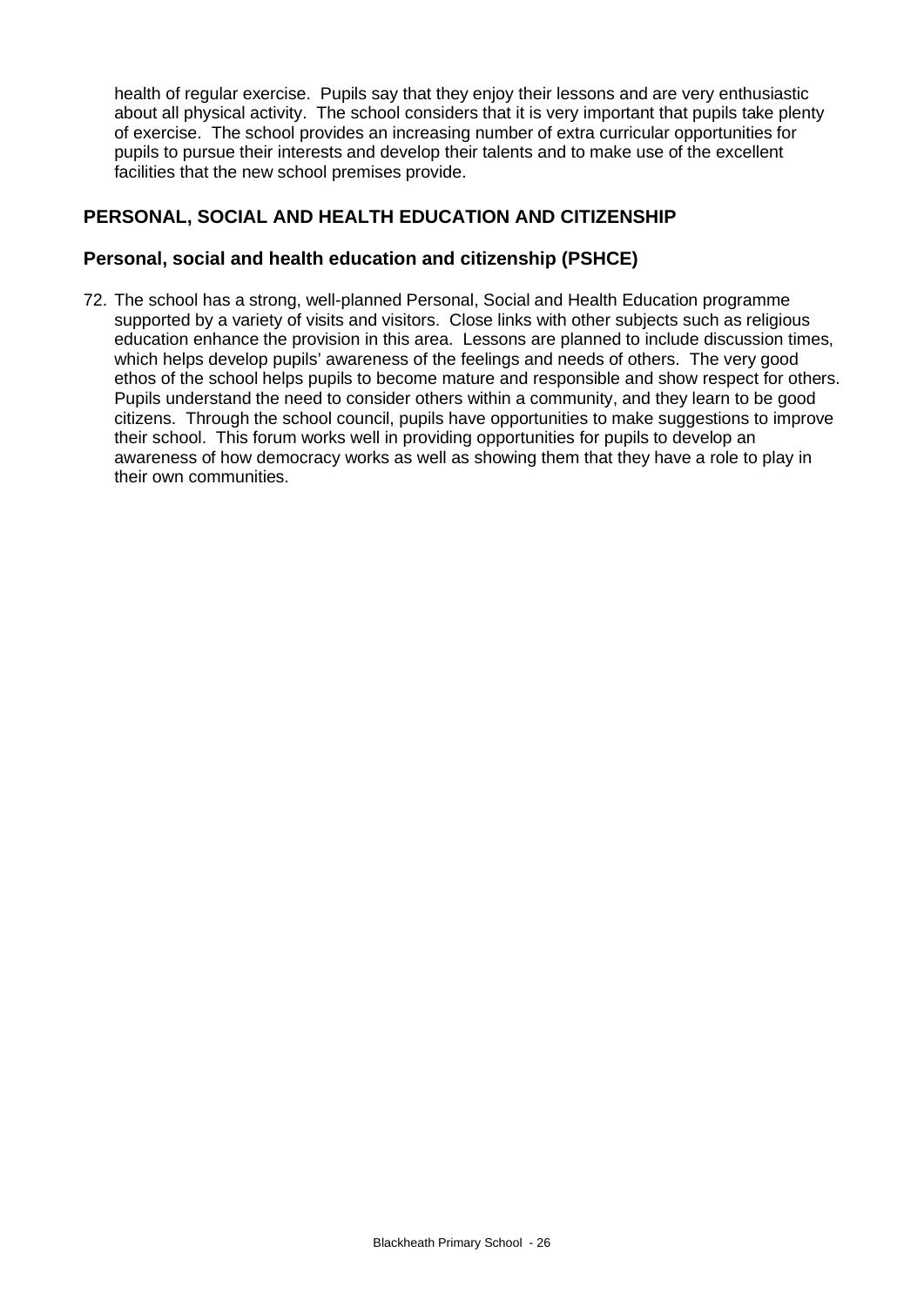health of regular exercise. Pupils say that they enjoy their lessons and are very enthusiastic about all physical activity. The school considers that it is very important that pupils take plenty of exercise. The school provides an increasing number of extra curricular opportunities for pupils to pursue their interests and develop their talents and to make use of the excellent facilities that the new school premises provide.

## PERSONAL, SOCIAL AND HEALTH EDUCATION AND CITIZENSHIP

### Personal, social and health education and citizenship (PSHCE)

72. The school has a strong, well-planned Personal, Social and Health Education programme supported by a variety of visits and visitors. Close links with other subjects such as religious education enhance the provision in this area. Lessons are planned to include discussion times, which helps develop pupils' awareness of the feelings and needs of others. The very good ethos of the school helps pupils to become mature and responsible and show respect for others. Pupils understand the need to consider others within a community, and they learn to be good citizens. Through the school council, pupils have opportunities to make suggestions to improve their school. This forum works well in providing opportunities for pupils to develop an awareness of how democracy works as well as showing them that they have a role to play in their own communities.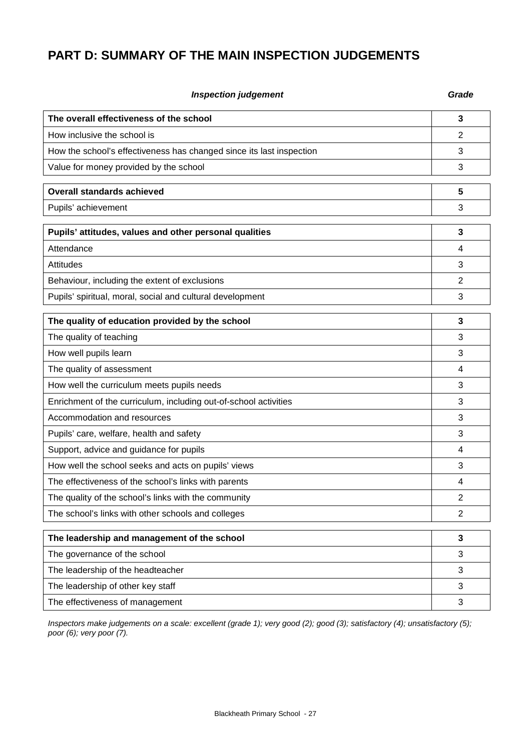# PART D: SUMMARY OF THE MAIN INSPECTION JUDGEMENTS

| *Inspection judgement* | *Grade* |
|---|---|
| **The overall effectiveness of the school** | **3** |
| How inclusive the school is | 2 |
| How the school's effectiveness has changed since its last inspection | 3 |
| Value for money provided by the school | 3 |
| **Overall standards achieved** | **5** |
| Pupils' achievement | 3 |
| **Pupils' attitudes, values and other personal qualities** | **3** |
| Attendance | 4 |
| Attitudes | 3 |
| Behaviour, including the extent of exclusions | 2 |
| Pupils' spiritual, moral, social and cultural development | 3 |
| **The quality of education provided by the school** | **3** |
| The quality of teaching | 3 |
| How well pupils learn | 3 |
| The quality of assessment | 4 |
| How well the curriculum meets pupils needs | 3 |
| Enrichment of the curriculum, including out-of-school activities | 3 |
| Accommodation and resources | 3 |
| Pupils' care, welfare, health and safety | 3 |
| Support, advice and guidance for pupils | 4 |
| How well the school seeks and acts on pupils' views | 3 |
| The effectiveness of the school's links with parents | 4 |
| The quality of the school's links with the community | 2 |
| The school's links with other schools and colleges | 2 |
| **The leadership and management of the school** | **3** |
| The governance of the school | 3 |
| The leadership of the headteacher | 3 |
| The leadership of other key staff | 3 |
| The effectiveness of management | 3 |

*Inspectors make judgements on a scale: excellent (grade 1); very good (2); good (3); satisfactory (4); unsatisfactory (5); poor (6); very poor (7).*